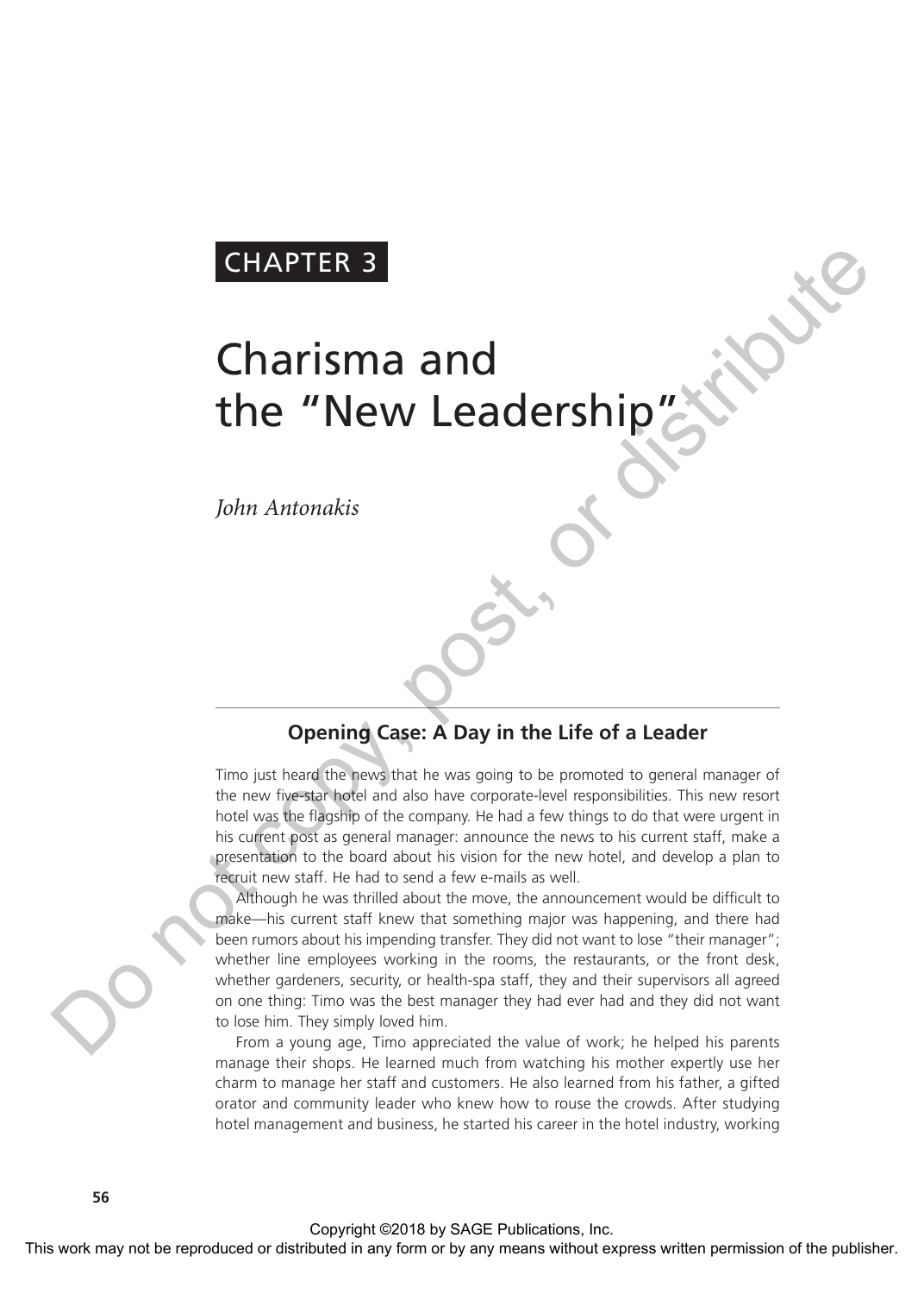CHAPTER 3

# Charisma and the "New Leadership"

*John Antonakis*

## Opening Case: A Day in the Life of a Leader

Timo just heard the news that he was going to be promoted to general manager of the new five-star hotel and also have corporate-level responsibilities. This new resort hotel was the flagship of the company. He had a few things to do that were urgent in his current post as general manager: announce the news to his current staff, make a presentation to the board about his vision for the new hotel, and develop a plan to recruit new staff. He had to send a few e-mails as well.

Although he was thrilled about the move, the announcement would be difficult to make—his current staff knew that something major was happening, and there had been rumors about his impending transfer. They did not want to lose "their manager"; whether line employees working in the rooms, the restaurants, or the front desk, whether gardeners, security, or health-spa staff, they and their supervisors all agreed on one thing: Timo was the best manager they had ever had and they did not want to lose him. They simply loved him.

From a young age, Timo appreciated the value of work; he helped his parents manage their shops. He learned much from watching his mother expertly use her charm to manage her staff and customers. He also learned from his father, a gifted orator and community leader who knew how to rouse the crowds. After studying hotel management and business, he started his career in the hotel industry, working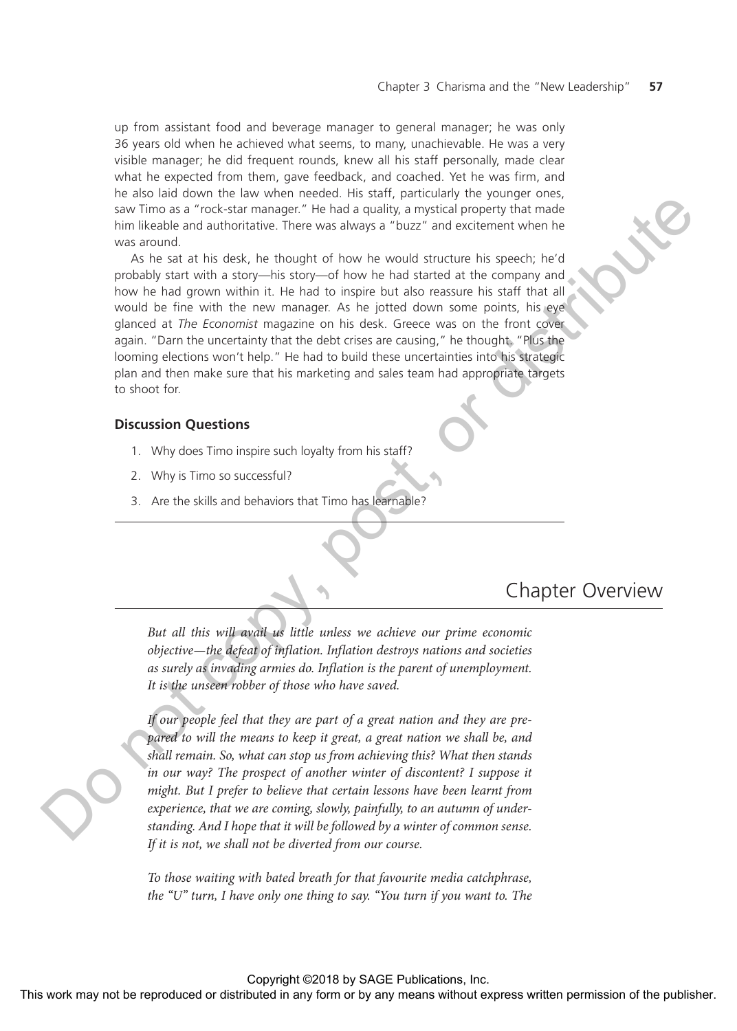up from assistant food and beverage manager to general manager; he was only 36 years old when he achieved what seems, to many, unachievable. He was a very visible manager; he did frequent rounds, knew all his staff personally, made clear what he expected from them, gave feedback, and coached. Yet he was firm, and he also laid down the law when needed. His staff, particularly the younger ones, saw Timo as a "rock-star manager." He had a quality, a mystical property that made him likeable and authoritative. There was always a "buzz" and excitement when he was around.

As he sat at his desk, he thought of how he would structure his speech; he'd probably start with a story—his story—of how he had started at the company and how he had grown within it. He had to inspire but also reassure his staff that all would be fine with the new manager. As he jotted down some points, his eye glanced at *The Economist* magazine on his desk. Greece was on the front cover again. "Darn the uncertainty that the debt crises are causing," he thought. "Plus the looming elections won't help." He had to build these uncertainties into his strategic plan and then make sure that his marketing and sales team had appropriate targets to shoot for.

### Discussion Questions

1. Why does Timo inspire such loyalty from his staff?
2. Why is Timo so successful?
3. Are the skills and behaviors that Timo has learnable?

## Chapter Overview

*But all this will avail us little unless we achieve our prime economic objective—the defeat of inflation. Inflation destroys nations and societies as surely as invading armies do. Inflation is the parent of unemployment. It is the unseen robber of those who have saved.*

*If our people feel that they are part of a great nation and they are prepared to will the means to keep it great, a great nation we shall be, and shall remain. So, what can stop us from achieving this? What then stands in our way? The prospect of another winter of discontent? I suppose it might. But I prefer to believe that certain lessons have been learnt from experience, that we are coming, slowly, painfully, to an autumn of understanding. And I hope that it will be followed by a winter of common sense. If it is not, we shall not be diverted from our course.*

*To those waiting with bated breath for that favourite media catchphrase, the "U" turn, I have only one thing to say. "You turn if you want to. The*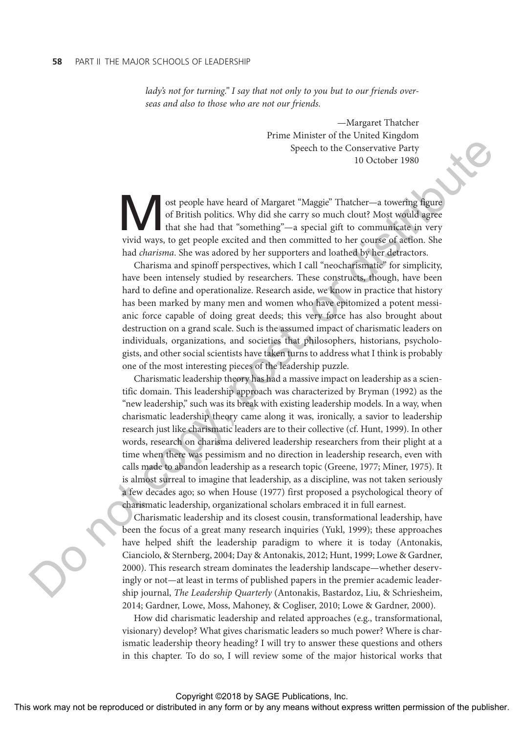*lady's not for turning." I say that not only to you but to our friends overseas and also to those who are not our friends.*

—Margaret Thatcher
Prime Minister of the United Kingdom
Speech to the Conservative Party
10 October 1980

Most people have heard of Margaret "Maggie" Thatcher—a towering figure of British politics. Why did she carry so much clout? Most would agree that she had that "something"—a special gift to communicate in very vivid ways, to get people excited and then committed to her course of action. She had *charisma*. She was adored by her supporters and loathed by her detractors.

Charisma and spinoff perspectives, which I call "neocharismatic" for simplicity, have been intensely studied by researchers. These constructs, though, have been hard to define and operationalize. Research aside, we know in practice that history has been marked by many men and women who have epitomized a potent messianic force capable of doing great deeds; this very force has also brought about destruction on a grand scale. Such is the assumed impact of charismatic leaders on individuals, organizations, and societies that philosophers, historians, psychologists, and other social scientists have taken turns to address what I think is probably one of the most interesting pieces of the leadership puzzle.

Charismatic leadership theory has had a massive impact on leadership as a scientific domain. This leadership approach was characterized by Bryman (1992) as the "new leadership," such was its break with existing leadership models. In a way, when charismatic leadership theory came along it was, ironically, a savior to leadership research just like charismatic leaders are to their collective (cf. Hunt, 1999). In other words, research on charisma delivered leadership researchers from their plight at a time when there was pessimism and no direction in leadership research, even with calls made to abandon leadership as a research topic (Greene, 1977; Miner, 1975). It is almost surreal to imagine that leadership, as a discipline, was not taken seriously a few decades ago; so when House (1977) first proposed a psychological theory of charismatic leadership, organizational scholars embraced it in full earnest.

Charismatic leadership and its closest cousin, transformational leadership, have been the focus of a great many research inquiries (Yukl, 1999); these approaches have helped shift the leadership paradigm to where it is today (Antonakis, Cianciolo, & Sternberg, 2004; Day & Antonakis, 2012; Hunt, 1999; Lowe & Gardner, 2000). This research stream dominates the leadership landscape—whether deservingly or not—at least in terms of published papers in the premier academic leadership journal, *The Leadership Quarterly* (Antonakis, Bastardoz, Liu, & Schriesheim, 2014; Gardner, Lowe, Moss, Mahoney, & Cogliser, 2010; Lowe & Gardner, 2000).

How did charismatic leadership and related approaches (e.g., transformational, visionary) develop? What gives charismatic leaders so much power? Where is charismatic leadership theory heading? I will try to answer these questions and others in this chapter. To do so, I will review some of the major historical works that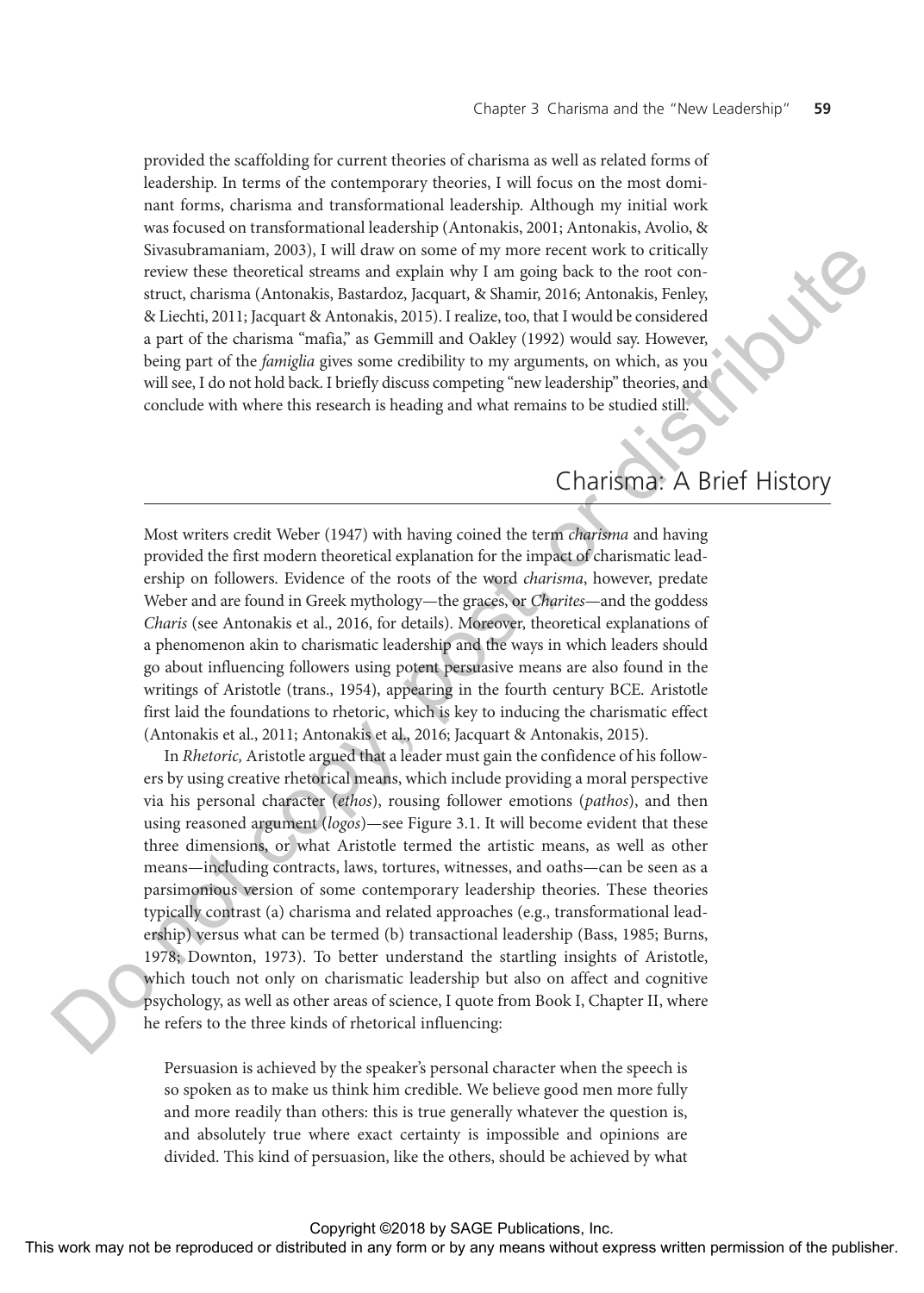provided the scaffolding for current theories of charisma as well as related forms of leadership. In terms of the contemporary theories, I will focus on the most dominant forms, charisma and transformational leadership. Although my initial work was focused on transformational leadership (Antonakis, 2001; Antonakis, Avolio, & Sivasubramaniam, 2003), I will draw on some of my more recent work to critically review these theoretical streams and explain why I am going back to the root construct, charisma (Antonakis, Bastardoz, Jacquart, & Shamir, 2016; Antonakis, Fenley, & Liechti, 2011; Jacquart & Antonakis, 2015). I realize, too, that I would be considered a part of the charisma "mafia," as Gemmill and Oakley (1992) would say. However, being part of the *famiglia* gives some credibility to my arguments, on which, as you will see, I do not hold back. I briefly discuss competing "new leadership" theories, and conclude with where this research is heading and what remains to be studied still.

## Charisma: A Brief History

Most writers credit Weber (1947) with having coined the term *charisma* and having provided the first modern theoretical explanation for the impact of charismatic leadership on followers. Evidence of the roots of the word *charisma*, however, predate Weber and are found in Greek mythology—the graces, or *Charites*—and the goddess *Charis* (see Antonakis et al., 2016, for details). Moreover, theoretical explanations of a phenomenon akin to charismatic leadership and the ways in which leaders should go about influencing followers using potent persuasive means are also found in the writings of Aristotle (trans., 1954), appearing in the fourth century BCE. Aristotle first laid the foundations to rhetoric, which is key to inducing the charismatic effect (Antonakis et al., 2011; Antonakis et al., 2016; Jacquart & Antonakis, 2015).

In *Rhetoric,* Aristotle argued that a leader must gain the confidence of his followers by using creative rhetorical means, which include providing a moral perspective via his personal character (*ethos*), rousing follower emotions (*pathos*), and then using reasoned argument (*logos*)—see Figure 3.1. It will become evident that these three dimensions, or what Aristotle termed the artistic means, as well as other means—including contracts, laws, tortures, witnesses, and oaths—can be seen as a parsimonious version of some contemporary leadership theories. These theories typically contrast (a) charisma and related approaches (e.g., transformational leadership) versus what can be termed (b) transactional leadership (Bass, 1985; Burns, 1978; Downton, 1973). To better understand the startling insights of Aristotle, which touch not only on charismatic leadership but also on affect and cognitive psychology, as well as other areas of science, I quote from Book I, Chapter II, where he refers to the three kinds of rhetorical influencing:

> Persuasion is achieved by the speaker's personal character when the speech is so spoken as to make us think him credible. We believe good men more fully and more readily than others: this is true generally whatever the question is, and absolutely true where exact certainty is impossible and opinions are divided. This kind of persuasion, like the others, should be achieved by what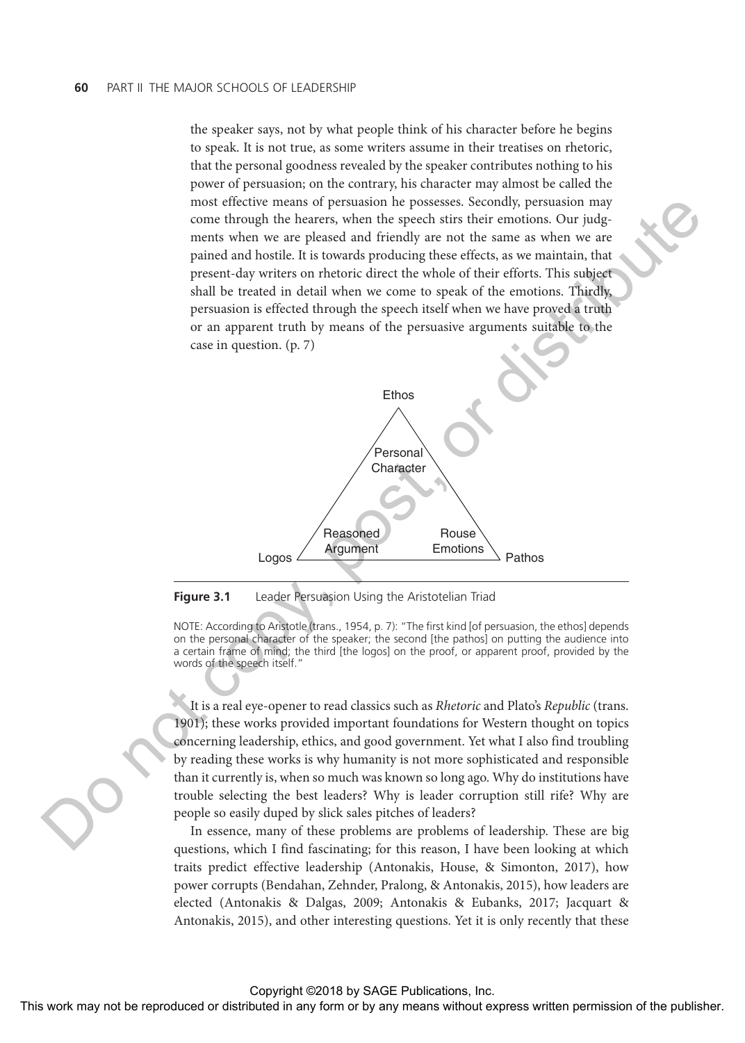the speaker says, not by what people think of his character before he begins to speak. It is not true, as some writers assume in their treatises on rhetoric, that the personal goodness revealed by the speaker contributes nothing to his power of persuasion; on the contrary, his character may almost be called the most effective means of persuasion he possesses. Secondly, persuasion may come through the hearers, when the speech stirs their emotions. Our judgments when we are pleased and friendly are not the same as when we are pained and hostile. It is towards producing these effects, as we maintain, that present-day writers on rhetoric direct the whole of their efforts. This subject shall be treated in detail when we come to speak of the emotions. Thirdly, persuasion is effected through the speech itself when we have proved a truth or an apparent truth by means of the persuasive arguments suitable to the case in question. (p. 7)

Ethos

Personal Character

Reasoned Argument

Rouse Emotions

Logos

Pathos

**Figure 3.1** Leader Persuasion Using the Aristotelian Triad

NOTE: According to Aristotle (trans., 1954, p. 7): "The first kind [of persuasion, the ethos] depends on the personal character of the speaker; the second [the pathos] on putting the audience into a certain frame of mind; the third [the logos] on the proof, or apparent proof, provided by the words of the speech itself."

It is a real eye-opener to read classics such as *Rhetoric* and Plato's *Republic* (trans. 1901); these works provided important foundations for Western thought on topics concerning leadership, ethics, and good government. Yet what I also find troubling by reading these works is why humanity is not more sophisticated and responsible than it currently is, when so much was known so long ago. Why do institutions have trouble selecting the best leaders? Why is leader corruption still rife? Why are people so easily duped by slick sales pitches of leaders?

In essence, many of these problems are problems of leadership. These are big questions, which I find fascinating; for this reason, I have been looking at which traits predict effective leadership (Antonakis, House, & Simonton, 2017), how power corrupts (Bendahan, Zehnder, Pralong, & Antonakis, 2015), how leaders are elected (Antonakis & Dalgas, 2009; Antonakis & Eubanks, 2017; Jacquart & Antonakis, 2015), and other interesting questions. Yet it is only recently that these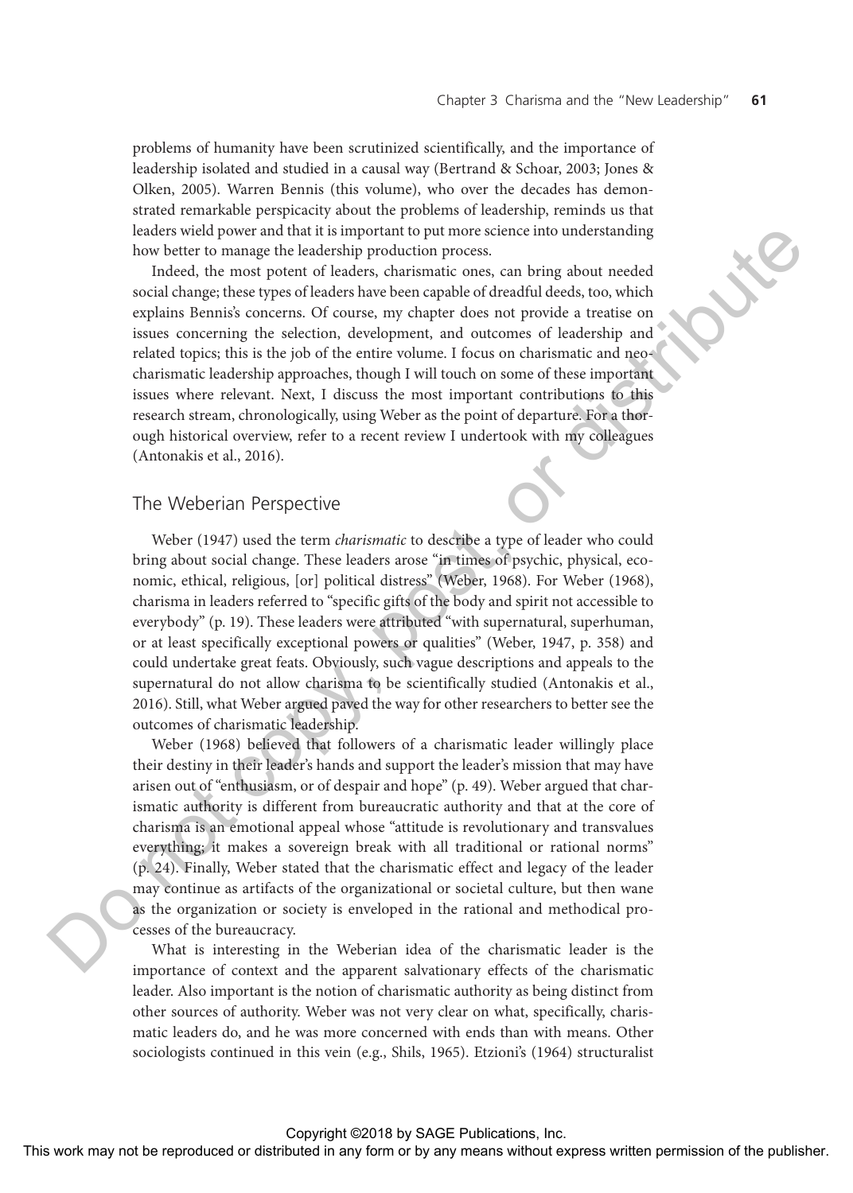problems of humanity have been scrutinized scientifically, and the importance of leadership isolated and studied in a causal way (Bertrand & Schoar, 2003; Jones & Olken, 2005). Warren Bennis (this volume), who over the decades has demonstrated remarkable perspicacity about the problems of leadership, reminds us that leaders wield power and that it is important to put more science into understanding how better to manage the leadership production process.

Indeed, the most potent of leaders, charismatic ones, can bring about needed social change; these types of leaders have been capable of dreadful deeds, too, which explains Bennis's concerns. Of course, my chapter does not provide a treatise on issues concerning the selection, development, and outcomes of leadership and related topics; this is the job of the entire volume. I focus on charismatic and neo-charismatic leadership approaches, though I will touch on some of these important issues where relevant. Next, I discuss the most important contributions to this research stream, chronologically, using Weber as the point of departure. For a thorough historical overview, refer to a recent review I undertook with my colleagues (Antonakis et al., 2016).

## The Weberian Perspective

Weber (1947) used the term *charismatic* to describe a type of leader who could bring about social change. These leaders arose "in times of psychic, physical, economic, ethical, religious, [or] political distress" (Weber, 1968). For Weber (1968), charisma in leaders referred to "specific gifts of the body and spirit not accessible to everybody" (p. 19). These leaders were attributed "with supernatural, superhuman, or at least specifically exceptional powers or qualities" (Weber, 1947, p. 358) and could undertake great feats. Obviously, such vague descriptions and appeals to the supernatural do not allow charisma to be scientifically studied (Antonakis et al., 2016). Still, what Weber argued paved the way for other researchers to better see the outcomes of charismatic leadership.

Weber (1968) believed that followers of a charismatic leader willingly place their destiny in their leader's hands and support the leader's mission that may have arisen out of "enthusiasm, or of despair and hope" (p. 49). Weber argued that charismatic authority is different from bureaucratic authority and that at the core of charisma is an emotional appeal whose "attitude is revolutionary and transvalues everything; it makes a sovereign break with all traditional or rational norms" (p. 24). Finally, Weber stated that the charismatic effect and legacy of the leader may continue as artifacts of the organizational or societal culture, but then wane as the organization or society is enveloped in the rational and methodical processes of the bureaucracy.

What is interesting in the Weberian idea of the charismatic leader is the importance of context and the apparent salvationary effects of the charismatic leader. Also important is the notion of charismatic authority as being distinct from other sources of authority. Weber was not very clear on what, specifically, charismatic leaders do, and he was more concerned with ends than with means. Other sociologists continued in this vein (e.g., Shils, 1965). Etzioni's (1964) structuralist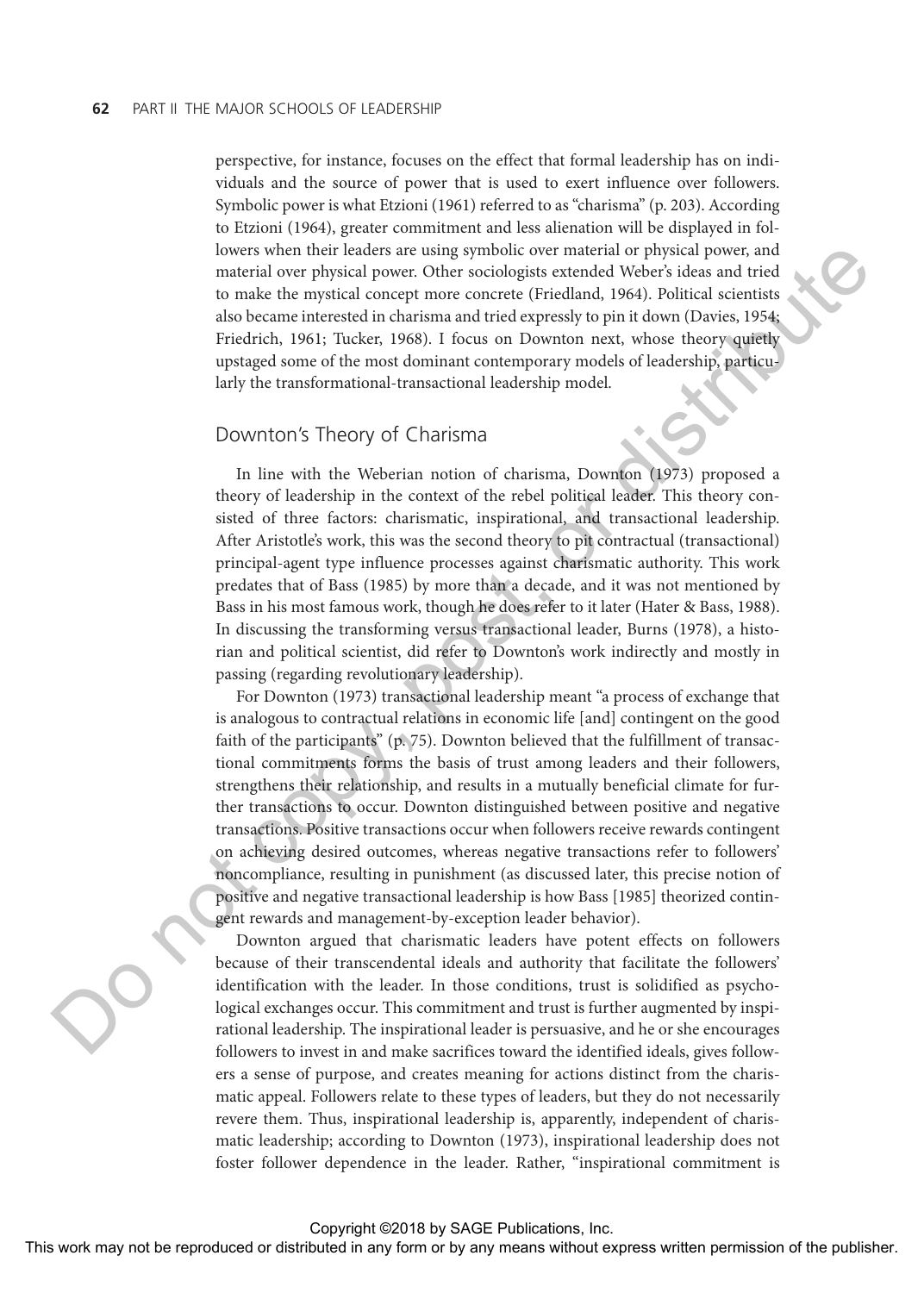perspective, for instance, focuses on the effect that formal leadership has on individuals and the source of power that is used to exert influence over followers. Symbolic power is what Etzioni (1961) referred to as "charisma" (p. 203). According to Etzioni (1964), greater commitment and less alienation will be displayed in followers when their leaders are using symbolic over material or physical power, and material over physical power. Other sociologists extended Weber's ideas and tried to make the mystical concept more concrete (Friedland, 1964). Political scientists also became interested in charisma and tried expressly to pin it down (Davies, 1954; Friedrich, 1961; Tucker, 1968). I focus on Downton next, whose theory quietly upstaged some of the most dominant contemporary models of leadership, particularly the transformational-transactional leadership model.

## Downton's Theory of Charisma

In line with the Weberian notion of charisma, Downton (1973) proposed a theory of leadership in the context of the rebel political leader. This theory consisted of three factors: charismatic, inspirational, and transactional leadership. After Aristotle's work, this was the second theory to pit contractual (transactional) principal-agent type influence processes against charismatic authority. This work predates that of Bass (1985) by more than a decade, and it was not mentioned by Bass in his most famous work, though he does refer to it later (Hater & Bass, 1988). In discussing the transforming versus transactional leader, Burns (1978), a historian and political scientist, did refer to Downton's work indirectly and mostly in passing (regarding revolutionary leadership).

For Downton (1973) transactional leadership meant "a process of exchange that is analogous to contractual relations in economic life [and] contingent on the good faith of the participants" (p. 75). Downton believed that the fulfillment of transactional commitments forms the basis of trust among leaders and their followers, strengthens their relationship, and results in a mutually beneficial climate for further transactions to occur. Downton distinguished between positive and negative transactions. Positive transactions occur when followers receive rewards contingent on achieving desired outcomes, whereas negative transactions refer to followers' noncompliance, resulting in punishment (as discussed later, this precise notion of positive and negative transactional leadership is how Bass [1985] theorized contingent rewards and management-by-exception leader behavior).

Downton argued that charismatic leaders have potent effects on followers because of their transcendental ideals and authority that facilitate the followers' identification with the leader. In those conditions, trust is solidified as psychological exchanges occur. This commitment and trust is further augmented by inspirational leadership. The inspirational leader is persuasive, and he or she encourages followers to invest in and make sacrifices toward the identified ideals, gives followers a sense of purpose, and creates meaning for actions distinct from the charismatic appeal. Followers relate to these types of leaders, but they do not necessarily revere them. Thus, inspirational leadership is, apparently, independent of charismatic leadership; according to Downton (1973), inspirational leadership does not foster follower dependence in the leader. Rather, "inspirational commitment is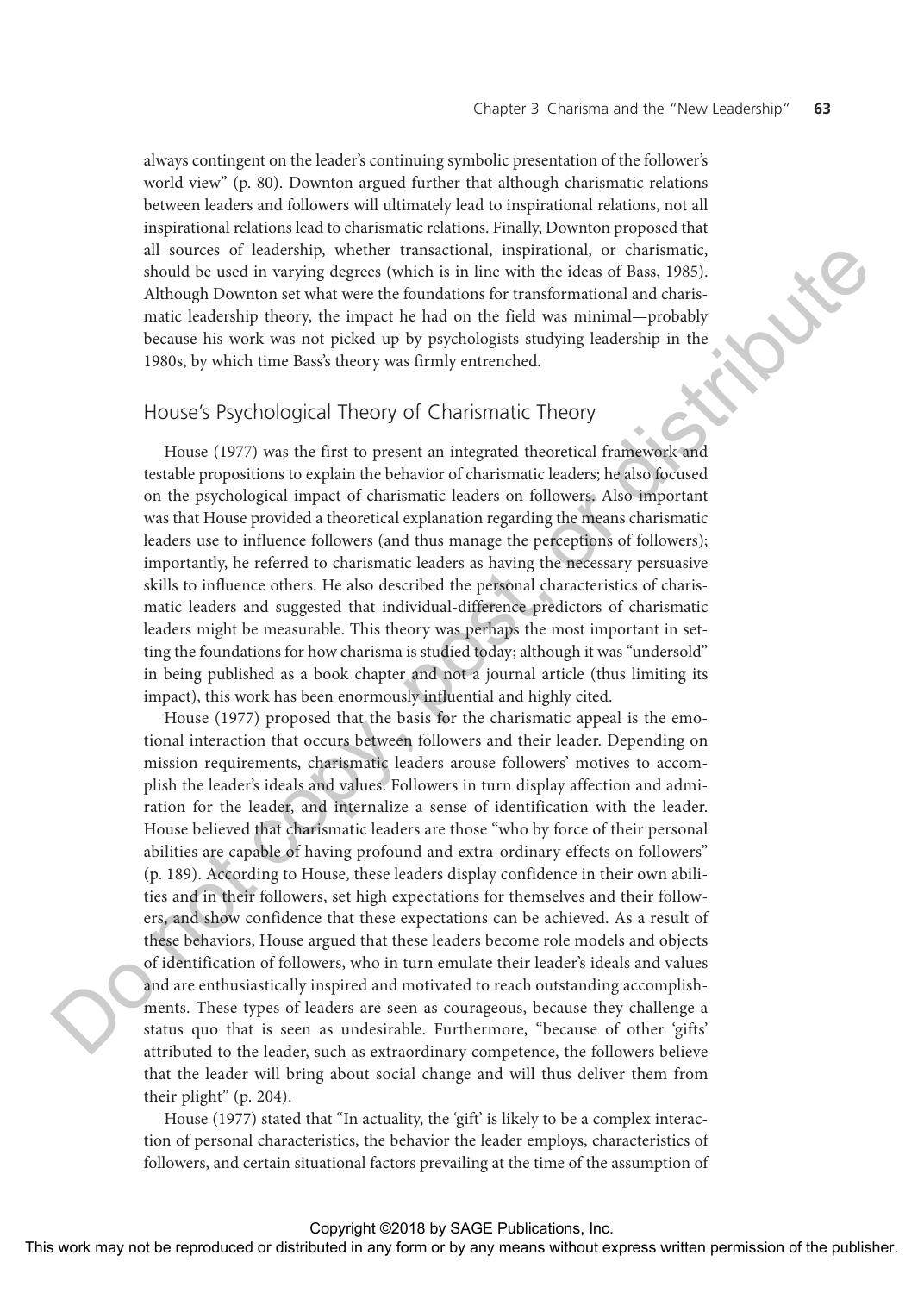always contingent on the leader's continuing symbolic presentation of the follower's world view" (p. 80). Downton argued further that although charismatic relations between leaders and followers will ultimately lead to inspirational relations, not all inspirational relations lead to charismatic relations. Finally, Downton proposed that all sources of leadership, whether transactional, inspirational, or charismatic, should be used in varying degrees (which is in line with the ideas of Bass, 1985). Although Downton set what were the foundations for transformational and charismatic leadership theory, the impact he had on the field was minimal—probably because his work was not picked up by psychologists studying leadership in the 1980s, by which time Bass's theory was firmly entrenched.

## House's Psychological Theory of Charismatic Theory

House (1977) was the first to present an integrated theoretical framework and testable propositions to explain the behavior of charismatic leaders; he also focused on the psychological impact of charismatic leaders on followers. Also important was that House provided a theoretical explanation regarding the means charismatic leaders use to influence followers (and thus manage the perceptions of followers); importantly, he referred to charismatic leaders as having the necessary persuasive skills to influence others. He also described the personal characteristics of charismatic leaders and suggested that individual-difference predictors of charismatic leaders might be measurable. This theory was perhaps the most important in setting the foundations for how charisma is studied today; although it was "undersold" in being published as a book chapter and not a journal article (thus limiting its impact), this work has been enormously influential and highly cited.

House (1977) proposed that the basis for the charismatic appeal is the emotional interaction that occurs between followers and their leader. Depending on mission requirements, charismatic leaders arouse followers' motives to accomplish the leader's ideals and values. Followers in turn display affection and admiration for the leader, and internalize a sense of identification with the leader. House believed that charismatic leaders are those "who by force of their personal abilities are capable of having profound and extra-ordinary effects on followers" (p. 189). According to House, these leaders display confidence in their own abilities and in their followers, set high expectations for themselves and their followers, and show confidence that these expectations can be achieved. As a result of these behaviors, House argued that these leaders become role models and objects of identification of followers, who in turn emulate their leader's ideals and values and are enthusiastically inspired and motivated to reach outstanding accomplishments. These types of leaders are seen as courageous, because they challenge a status quo that is seen as undesirable. Furthermore, "because of other 'gifts' attributed to the leader, such as extraordinary competence, the followers believe that the leader will bring about social change and will thus deliver them from their plight" (p. 204).

House (1977) stated that "In actuality, the 'gift' is likely to be a complex interaction of personal characteristics, the behavior the leader employs, characteristics of followers, and certain situational factors prevailing at the time of the assumption of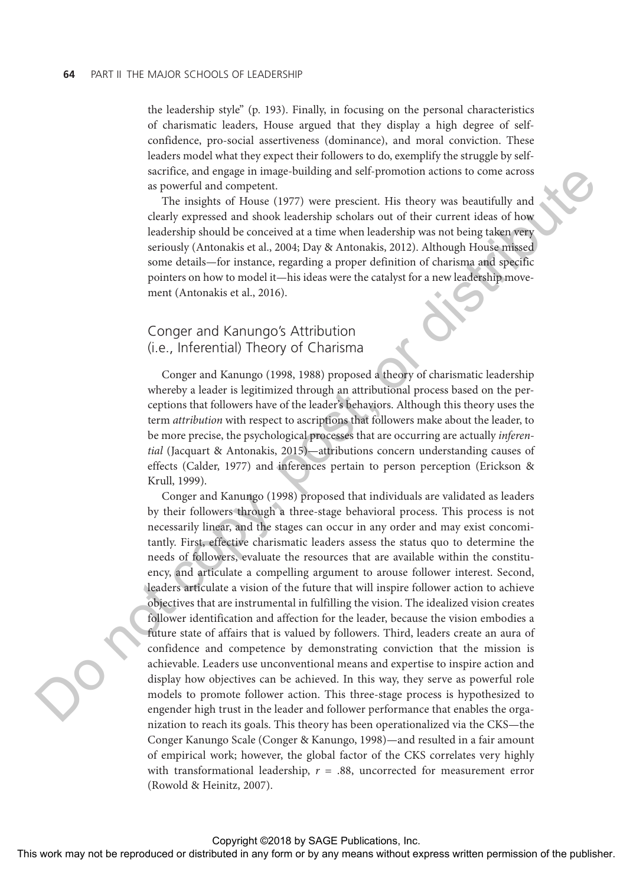the leadership style" (p. 193). Finally, in focusing on the personal characteristics of charismatic leaders, House argued that they display a high degree of self-confidence, pro-social assertiveness (dominance), and moral conviction. These leaders model what they expect their followers to do, exemplify the struggle by self-sacrifice, and engage in image-building and self-promotion actions to come across as powerful and competent.

The insights of House (1977) were prescient. His theory was beautifully and clearly expressed and shook leadership scholars out of their current ideas of how leadership should be conceived at a time when leadership was not being taken very seriously (Antonakis et al., 2004; Day & Antonakis, 2012). Although House missed some details—for instance, regarding a proper definition of charisma and specific pointers on how to model it—his ideas were the catalyst for a new leadership movement (Antonakis et al., 2016).

## Conger and Kanungo's Attribution (i.e., Inferential) Theory of Charisma

Conger and Kanungo (1998, 1988) proposed a theory of charismatic leadership whereby a leader is legitimized through an attributional process based on the perceptions that followers have of the leader's behaviors. Although this theory uses the term *attribution* with respect to ascriptions that followers make about the leader, to be more precise, the psychological processes that are occurring are actually *inferential* (Jacquart & Antonakis, 2015)—attributions concern understanding causes of effects (Calder, 1977) and inferences pertain to person perception (Erickson & Krull, 1999).

Conger and Kanungo (1998) proposed that individuals are validated as leaders by their followers through a three-stage behavioral process. This process is not necessarily linear, and the stages can occur in any order and may exist concomitantly. First, effective charismatic leaders assess the status quo to determine the needs of followers, evaluate the resources that are available within the constituency, and articulate a compelling argument to arouse follower interest. Second, leaders articulate a vision of the future that will inspire follower action to achieve objectives that are instrumental in fulfilling the vision. The idealized vision creates follower identification and affection for the leader, because the vision embodies a future state of affairs that is valued by followers. Third, leaders create an aura of confidence and competence by demonstrating conviction that the mission is achievable. Leaders use unconventional means and expertise to inspire action and display how objectives can be achieved. In this way, they serve as powerful role models to promote follower action. This three-stage process is hypothesized to engender high trust in the leader and follower performance that enables the organization to reach its goals. This theory has been operationalized via the CKS—the Conger Kanungo Scale (Conger & Kanungo, 1998)—and resulted in a fair amount of empirical work; however, the global factor of the CKS correlates very highly with transformational leadership, $r = .88$, uncorrected for measurement error (Rowold & Heinitz, 2007).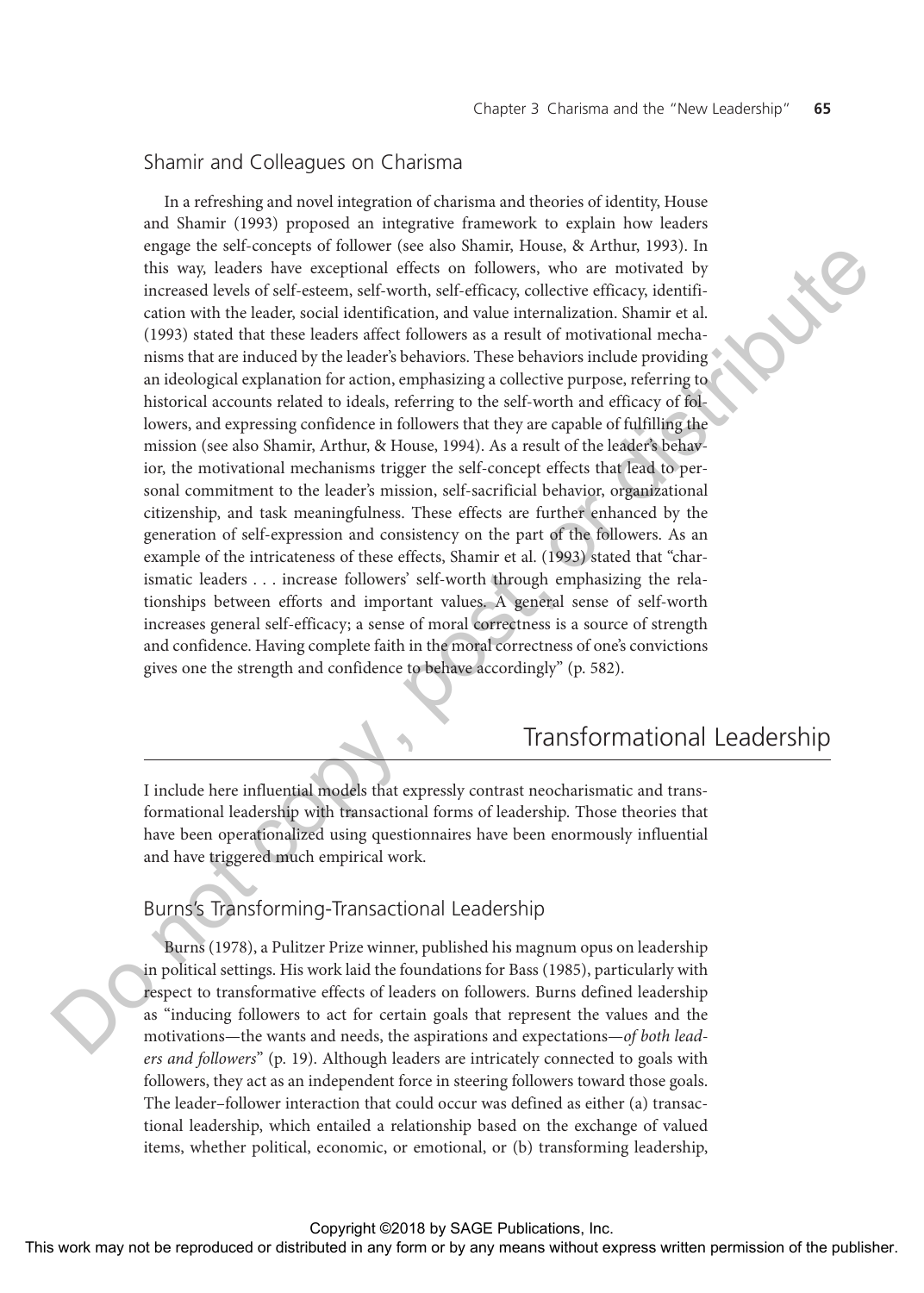## Shamir and Colleagues on Charisma

In a refreshing and novel integration of charisma and theories of identity, House and Shamir (1993) proposed an integrative framework to explain how leaders engage the self-concepts of follower (see also Shamir, House, & Arthur, 1993). In this way, leaders have exceptional effects on followers, who are motivated by increased levels of self-esteem, self-worth, self-efficacy, collective efficacy, identification with the leader, social identification, and value internalization. Shamir et al. (1993) stated that these leaders affect followers as a result of motivational mechanisms that are induced by the leader's behaviors. These behaviors include providing an ideological explanation for action, emphasizing a collective purpose, referring to historical accounts related to ideals, referring to the self-worth and efficacy of followers, and expressing confidence in followers that they are capable of fulfilling the mission (see also Shamir, Arthur, & House, 1994). As a result of the leader's behavior, the motivational mechanisms trigger the self-concept effects that lead to personal commitment to the leader's mission, self-sacrificial behavior, organizational citizenship, and task meaningfulness. These effects are further enhanced by the generation of self-expression and consistency on the part of the followers. As an example of the intricateness of these effects, Shamir et al. (1993) stated that "charismatic leaders . . . increase followers' self-worth through emphasizing the relationships between efforts and important values. A general sense of self-worth increases general self-efficacy; a sense of moral correctness is a source of strength and confidence. Having complete faith in the moral correctness of one's convictions gives one the strength and confidence to behave accordingly" (p. 582).

# Transformational Leadership

I include here influential models that expressly contrast neocharismatic and transformational leadership with transactional forms of leadership. Those theories that have been operationalized using questionnaires have been enormously influential and have triggered much empirical work.

## Burns's Transforming-Transactional Leadership

Burns (1978), a Pulitzer Prize winner, published his magnum opus on leadership in political settings. His work laid the foundations for Bass (1985), particularly with respect to transformative effects of leaders on followers. Burns defined leadership as "inducing followers to act for certain goals that represent the values and the motivations—the wants and needs, the aspirations and expectations—*of both leaders and followers*" (p. 19). Although leaders are intricately connected to goals with followers, they act as an independent force in steering followers toward those goals. The leader–follower interaction that could occur was defined as either (a) transactional leadership, which entailed a relationship based on the exchange of valued items, whether political, economic, or emotional, or (b) transforming leadership,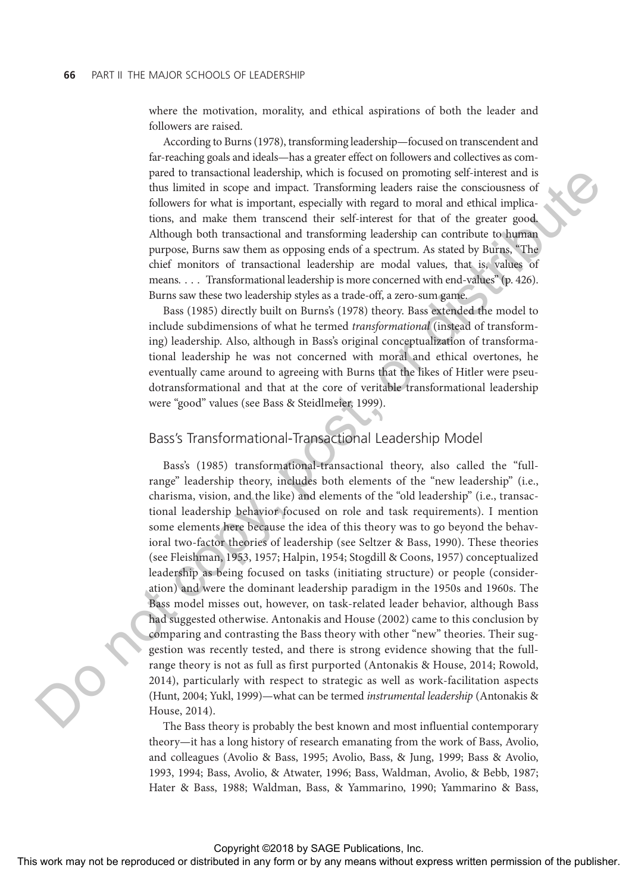where the motivation, morality, and ethical aspirations of both the leader and followers are raised.

According to Burns (1978), transforming leadership—focused on transcendent and far-reaching goals and ideals—has a greater effect on followers and collectives as compared to transactional leadership, which is focused on promoting self-interest and is thus limited in scope and impact. Transforming leaders raise the consciousness of followers for what is important, especially with regard to moral and ethical implications, and make them transcend their self-interest for that of the greater good. Although both transactional and transforming leadership can contribute to human purpose, Burns saw them as opposing ends of a spectrum. As stated by Burns, "The chief monitors of transactional leadership are modal values, that is, values of means. . . . Transformational leadership is more concerned with end-values" (p. 426). Burns saw these two leadership styles as a trade-off, a zero-sum game.

Bass (1985) directly built on Burns's (1978) theory. Bass extended the model to include subdimensions of what he termed *transformational* (instead of transforming) leadership. Also, although in Bass's original conceptualization of transformational leadership he was not concerned with moral and ethical overtones, he eventually came around to agreeing with Burns that the likes of Hitler were pseudotransformational and that at the core of veritable transformational leadership were "good" values (see Bass & Steidlmeier, 1999).

## Bass's Transformational-Transactional Leadership Model

Bass's (1985) transformational-transactional theory, also called the "full-range" leadership theory, includes both elements of the "new leadership" (i.e., charisma, vision, and the like) and elements of the "old leadership" (i.e., transactional leadership behavior focused on role and task requirements). I mention some elements here because the idea of this theory was to go beyond the behavioral two-factor theories of leadership (see Seltzer & Bass, 1990). These theories (see Fleishman, 1953, 1957; Halpin, 1954; Stogdill & Coons, 1957) conceptualized leadership as being focused on tasks (initiating structure) or people (consideration) and were the dominant leadership paradigm in the 1950s and 1960s. The Bass model misses out, however, on task-related leader behavior, although Bass had suggested otherwise. Antonakis and House (2002) came to this conclusion by comparing and contrasting the Bass theory with other "new" theories. Their suggestion was recently tested, and there is strong evidence showing that the full-range theory is not as full as first purported (Antonakis & House, 2014; Rowold, 2014), particularly with respect to strategic as well as work-facilitation aspects (Hunt, 2004; Yukl, 1999)—what can be termed *instrumental leadership* (Antonakis & House, 2014).

The Bass theory is probably the best known and most influential contemporary theory—it has a long history of research emanating from the work of Bass, Avolio, and colleagues (Avolio & Bass, 1995; Avolio, Bass, & Jung, 1999; Bass & Avolio, 1993, 1994; Bass, Avolio, & Atwater, 1996; Bass, Waldman, Avolio, & Bebb, 1987; Hater & Bass, 1988; Waldman, Bass, & Yammarino, 1990; Yammarino & Bass,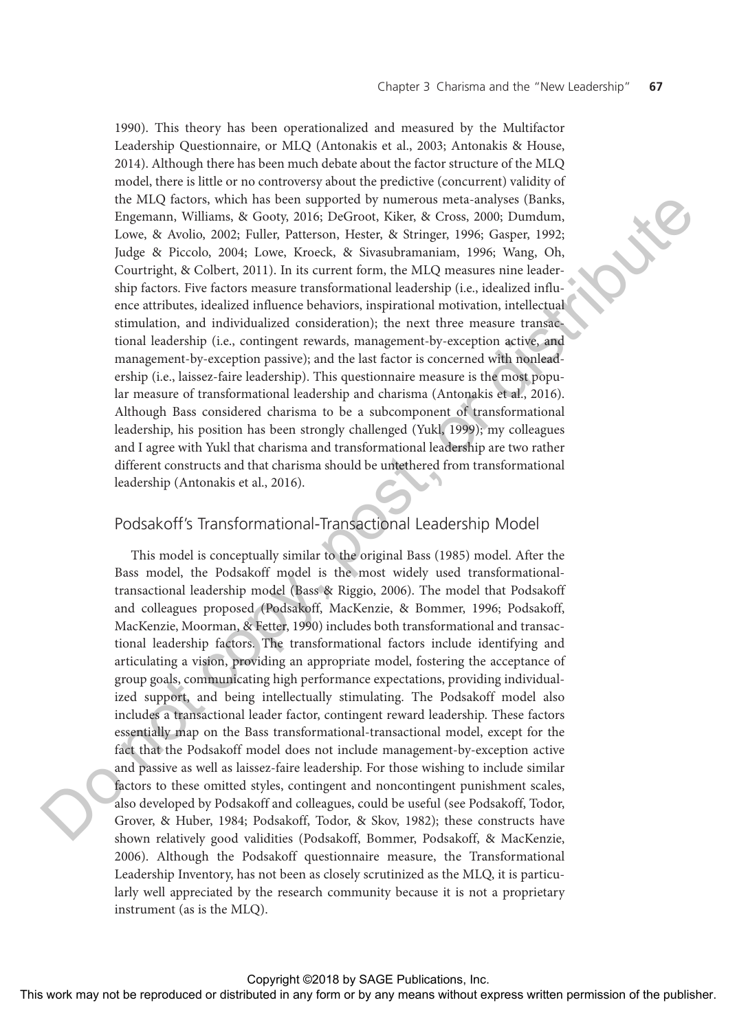1990). This theory has been operationalized and measured by the Multifactor Leadership Questionnaire, or MLQ (Antonakis et al., 2003; Antonakis & House, 2014). Although there has been much debate about the factor structure of the MLQ model, there is little or no controversy about the predictive (concurrent) validity of the MLQ factors, which has been supported by numerous meta-analyses (Banks, Engemann, Williams, & Gooty, 2016; DeGroot, Kiker, & Cross, 2000; Dumdum, Lowe, & Avolio, 2002; Fuller, Patterson, Hester, & Stringer, 1996; Gasper, 1992; Judge & Piccolo, 2004; Lowe, Kroeck, & Sivasubramaniam, 1996; Wang, Oh, Courtright, & Colbert, 2011). In its current form, the MLQ measures nine leadership factors. Five factors measure transformational leadership (i.e., idealized influence attributes, idealized influence behaviors, inspirational motivation, intellectual stimulation, and individualized consideration); the next three measure transactional leadership (i.e., contingent rewards, management-by-exception active, and management-by-exception passive); and the last factor is concerned with nonleadership (i.e., laissez-faire leadership). This questionnaire measure is the most popular measure of transformational leadership and charisma (Antonakis et al., 2016). Although Bass considered charisma to be a subcomponent of transformational leadership, his position has been strongly challenged (Yukl, 1999); my colleagues and I agree with Yukl that charisma and transformational leadership are two rather different constructs and that charisma should be untethered from transformational leadership (Antonakis et al., 2016).

## Podsakoff's Transformational-Transactional Leadership Model

This model is conceptually similar to the original Bass (1985) model. After the Bass model, the Podsakoff model is the most widely used transformational-transactional leadership model (Bass & Riggio, 2006). The model that Podsakoff and colleagues proposed (Podsakoff, MacKenzie, & Bommer, 1996; Podsakoff, MacKenzie, Moorman, & Fetter, 1990) includes both transformational and transactional leadership factors. The transformational factors include identifying and articulating a vision, providing an appropriate model, fostering the acceptance of group goals, communicating high performance expectations, providing individualized support, and being intellectually stimulating. The Podsakoff model also includes a transactional leader factor, contingent reward leadership. These factors essentially map on the Bass transformational-transactional model, except for the fact that the Podsakoff model does not include management-by-exception active and passive as well as laissez-faire leadership. For those wishing to include similar factors to these omitted styles, contingent and noncontingent punishment scales, also developed by Podsakoff and colleagues, could be useful (see Podsakoff, Todor, Grover, & Huber, 1984; Podsakoff, Todor, & Skov, 1982); these constructs have shown relatively good validities (Podsakoff, Bommer, Podsakoff, & MacKenzie, 2006). Although the Podsakoff questionnaire measure, the Transformational Leadership Inventory, has not been as closely scrutinized as the MLQ, it is particularly well appreciated by the research community because it is not a proprietary instrument (as is the MLQ).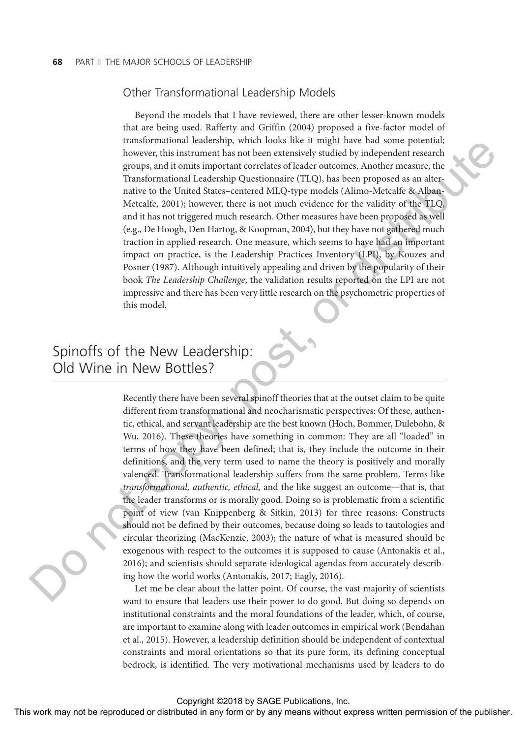### Other Transformational Leadership Models

Beyond the models that I have reviewed, there are other lesser-known models that are being used. Rafferty and Griffin (2004) proposed a five-factor model of transformational leadership, which looks like it might have had some potential; however, this instrument has not been extensively studied by independent research groups, and it omits important correlates of leader outcomes. Another measure, the Transformational Leadership Questionnaire (TLQ), has been proposed as an alternative to the United States–centered MLQ-type models (Alimo-Metcalfe & Alban-Metcalfe, 2001); however, there is not much evidence for the validity of the TLQ, and it has not triggered much research. Other measures have been proposed as well (e.g., De Hoogh, Den Hartog, & Koopman, 2004), but they have not gathered much traction in applied research. One measure, which seems to have had an important impact on practice, is the Leadership Practices Inventory (LPI), by Kouzes and Posner (1987). Although intuitively appealing and driven by the popularity of their book *The Leadership Challenge*, the validation results reported on the LPI are not impressive and there has been very little research on the psychometric properties of this model.

## Spinoffs of the New Leadership: Old Wine in New Bottles?

Recently there have been several spinoff theories that at the outset claim to be quite different from transformational and neocharismatic perspectives: Of these, authentic, ethical, and servant leadership are the best known (Hoch, Bommer, Dulebohn, & Wu, 2016). These theories have something in common: They are all "loaded" in terms of how they have been defined; that is, they include the outcome in their definitions, and the very term used to name the theory is positively and morally valenced. Transformational leadership suffers from the same problem. Terms like *transformational, authentic, ethical,* and the like suggest an outcome—that is, that the leader transforms or is morally good. Doing so is problematic from a scientific point of view (van Knippenberg & Sitkin, 2013) for three reasons: Constructs should not be defined by their outcomes, because doing so leads to tautologies and circular theorizing (MacKenzie, 2003); the nature of what is measured should be exogenous with respect to the outcomes it is supposed to cause (Antonakis et al., 2016); and scientists should separate ideological agendas from accurately describing how the world works (Antonakis, 2017; Eagly, 2016).

Let me be clear about the latter point. Of course, the vast majority of scientists want to ensure that leaders use their power to do good. But doing so depends on institutional constraints and the moral foundations of the leader, which, of course, are important to examine along with leader outcomes in empirical work (Bendahan et al., 2015). However, a leadership definition should be independent of contextual constraints and moral orientations so that its pure form, its defining conceptual bedrock, is identified. The very motivational mechanisms used by leaders to do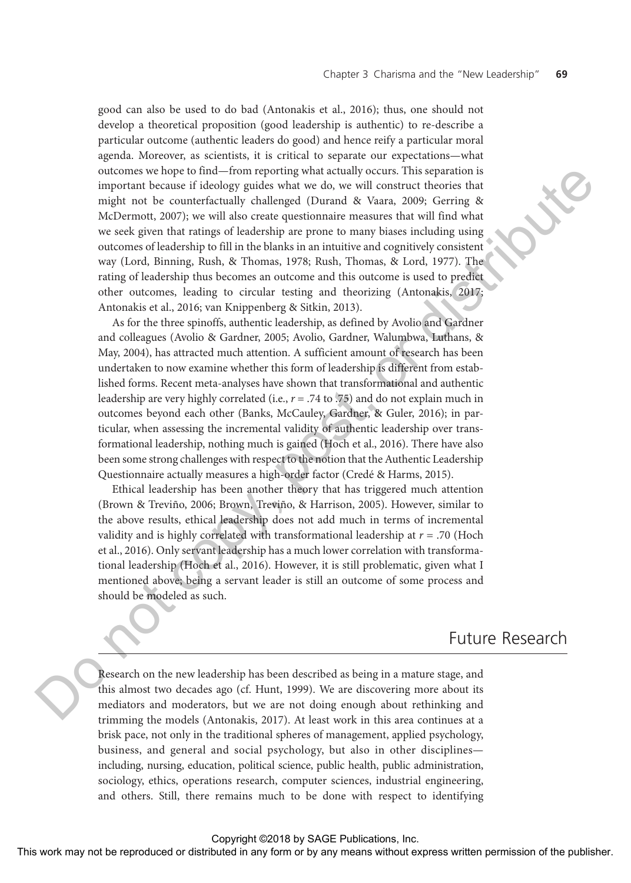good can also be used to do bad (Antonakis et al., 2016); thus, one should not develop a theoretical proposition (good leadership is authentic) to re-describe a particular outcome (authentic leaders do good) and hence reify a particular moral agenda. Moreover, as scientists, it is critical to separate our expectations—what outcomes we hope to find—from reporting what actually occurs. This separation is important because if ideology guides what we do, we will construct theories that might not be counterfactually challenged (Durand & Vaara, 2009; Gerring & McDermott, 2007); we will also create questionnaire measures that will find what we seek given that ratings of leadership are prone to many biases including using outcomes of leadership to fill in the blanks in an intuitive and cognitively consistent way (Lord, Binning, Rush, & Thomas, 1978; Rush, Thomas, & Lord, 1977). The rating of leadership thus becomes an outcome and this outcome is used to predict other outcomes, leading to circular testing and theorizing (Antonakis, 2017; Antonakis et al., 2016; van Knippenberg & Sitkin, 2013).

As for the three spinoffs, authentic leadership, as defined by Avolio and Gardner and colleagues (Avolio & Gardner, 2005; Avolio, Gardner, Walumbwa, Luthans, & May, 2004), has attracted much attention. A sufficient amount of research has been undertaken to now examine whether this form of leadership is different from established forms. Recent meta-analyses have shown that transformational and authentic leadership are very highly correlated (i.e., $r$ = .74 to .75) and do not explain much in outcomes beyond each other (Banks, McCauley, Gardner, & Guler, 2016); in particular, when assessing the incremental validity of authentic leadership over transformational leadership, nothing much is gained (Hoch et al., 2016). There have also been some strong challenges with respect to the notion that the Authentic Leadership Questionnaire actually measures a high-order factor (Credé & Harms, 2015).

Ethical leadership has been another theory that has triggered much attention (Brown & Treviño, 2006; Brown, Treviño, & Harrison, 2005). However, similar to the above results, ethical leadership does not add much in terms of incremental validity and is highly correlated with transformational leadership at $r$ = .70 (Hoch et al., 2016). Only servant leadership has a much lower correlation with transformational leadership (Hoch et al., 2016). However, it is still problematic, given what I mentioned above; being a servant leader is still an outcome of some process and should be modeled as such.

## Future Research

Research on the new leadership has been described as being in a mature stage, and this almost two decades ago (cf. Hunt, 1999). We are discovering more about its mediators and moderators, but we are not doing enough about rethinking and trimming the models (Antonakis, 2017). At least work in this area continues at a brisk pace, not only in the traditional spheres of management, applied psychology, business, and general and social psychology, but also in other disciplines—including, nursing, education, political science, public health, public administration, sociology, ethics, operations research, computer sciences, industrial engineering, and others. Still, there remains much to be done with respect to identifying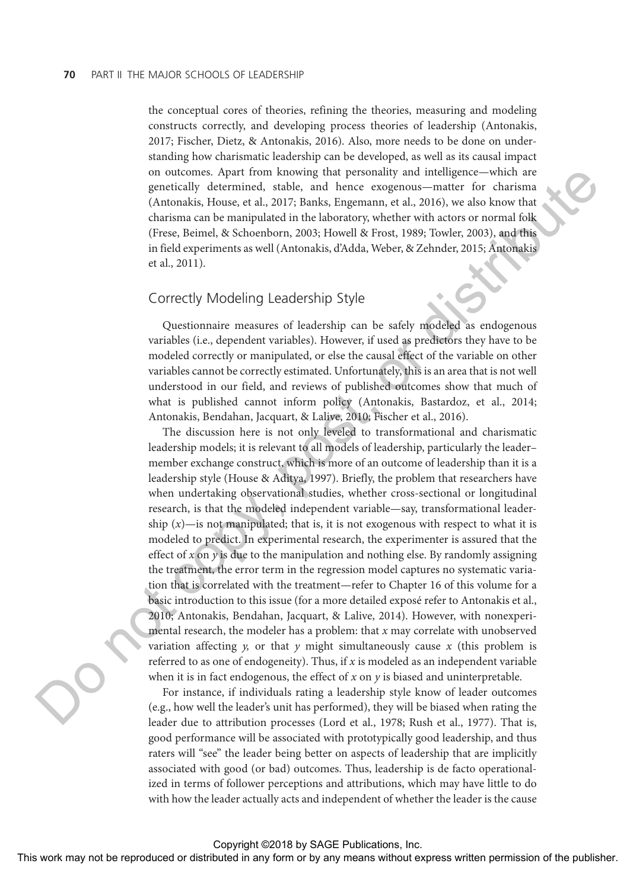the conceptual cores of theories, refining the theories, measuring and modeling constructs correctly, and developing process theories of leadership (Antonakis, 2017; Fischer, Dietz, & Antonakis, 2016). Also, more needs to be done on understanding how charismatic leadership can be developed, as well as its causal impact on outcomes. Apart from knowing that personality and intelligence—which are genetically determined, stable, and hence exogenous—matter for charisma (Antonakis, House, et al., 2017; Banks, Engemann, et al., 2016), we also know that charisma can be manipulated in the laboratory, whether with actors or normal folk (Frese, Beimel, & Schoenborn, 2003; Howell & Frost, 1989; Towler, 2003), and this in field experiments as well (Antonakis, d'Adda, Weber, & Zehnder, 2015; Antonakis et al., 2011).

## Correctly Modeling Leadership Style

Questionnaire measures of leadership can be safely modeled as endogenous variables (i.e., dependent variables). However, if used as predictors they have to be modeled correctly or manipulated, or else the causal effect of the variable on other variables cannot be correctly estimated. Unfortunately, this is an area that is not well understood in our field, and reviews of published outcomes show that much of what is published cannot inform policy (Antonakis, Bastardoz, et al., 2014; Antonakis, Bendahan, Jacquart, & Lalive, 2010; Fischer et al., 2016).

The discussion here is not only leveled to transformational and charismatic leadership models; it is relevant to all models of leadership, particularly the leader–member exchange construct, which is more of an outcome of leadership than it is a leadership style (House & Aditya, 1997). Briefly, the problem that researchers have when undertaking observational studies, whether cross-sectional or longitudinal research, is that the modeled independent variable—say, transformational leadership ($x$)—is not manipulated; that is, it is not exogenous with respect to what it is modeled to predict. In experimental research, the experimenter is assured that the effect of $x$ on $y$ is due to the manipulation and nothing else. By randomly assigning the treatment, the error term in the regression model captures no systematic variation that is correlated with the treatment—refer to Chapter 16 of this volume for a basic introduction to this issue (for a more detailed exposé refer to Antonakis et al., 2010; Antonakis, Bendahan, Jacquart, & Lalive, 2014). However, with nonexperimental research, the modeler has a problem: that $x$ may correlate with unobserved variation affecting $y$, or that $y$ might simultaneously cause $x$ (this problem is referred to as one of endogeneity). Thus, if $x$ is modeled as an independent variable when it is in fact endogenous, the effect of $x$ on $y$ is biased and uninterpretable.

For instance, if individuals rating a leadership style know of leader outcomes (e.g., how well the leader's unit has performed), they will be biased when rating the leader due to attribution processes (Lord et al., 1978; Rush et al., 1977). That is, good performance will be associated with prototypically good leadership, and thus raters will "see" the leader being better on aspects of leadership that are implicitly associated with good (or bad) outcomes. Thus, leadership is de facto operationalized in terms of follower perceptions and attributions, which may have little to do with how the leader actually acts and independent of whether the leader is the cause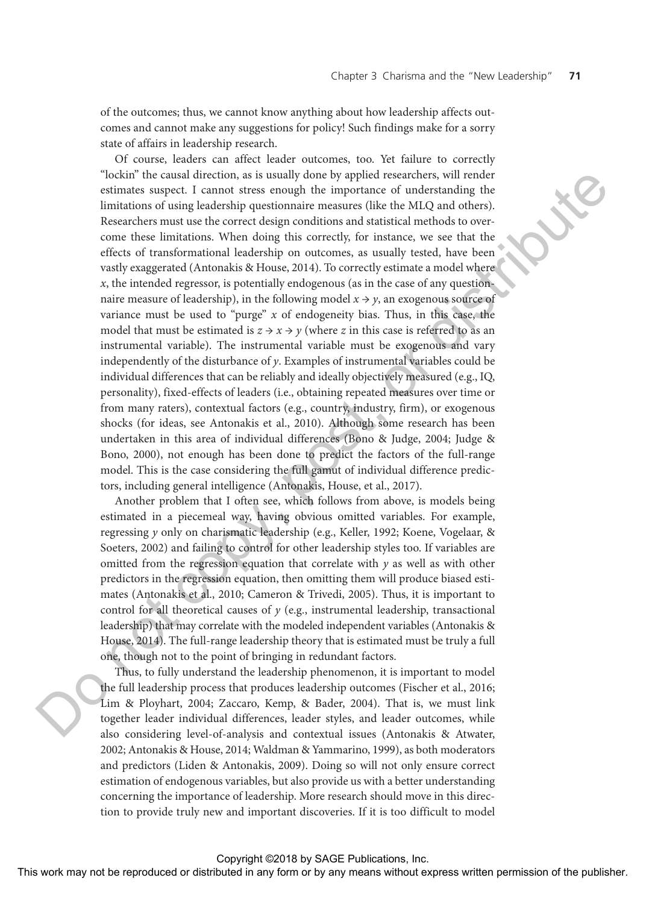of the outcomes; thus, we cannot know anything about how leadership affects outcomes and cannot make any suggestions for policy! Such findings make for a sorry state of affairs in leadership research.

Of course, leaders can affect leader outcomes, too. Yet failure to correctly "lockin" the causal direction, as is usually done by applied researchers, will render estimates suspect. I cannot stress enough the importance of understanding the limitations of using leadership questionnaire measures (like the MLQ and others). Researchers must use the correct design conditions and statistical methods to overcome these limitations. When doing this correctly, for instance, we see that the effects of transformational leadership on outcomes, as usually tested, have been vastly exaggerated (Antonakis & House, 2014). To correctly estimate a model where $x$, the intended regressor, is potentially endogenous (as in the case of any questionnaire measure of leadership), in the following model $x \to y$, an exogenous source of variance must be used to "purge" $x$ of endogeneity bias. Thus, in this case, the model that must be estimated is $z \to x \to y$ (where $z$ in this case is referred to as an instrumental variable). The instrumental variable must be exogenous and vary independently of the disturbance of $y$. Examples of instrumental variables could be individual differences that can be reliably and ideally objectively measured (e.g., IQ, personality), fixed-effects of leaders (i.e., obtaining repeated measures over time or from many raters), contextual factors (e.g., country, industry, firm), or exogenous shocks (for ideas, see Antonakis et al., 2010). Although some research has been undertaken in this area of individual differences (Bono & Judge, 2004; Judge & Bono, 2000), not enough has been done to predict the factors of the full-range model. This is the case considering the full gamut of individual difference predictors, including general intelligence (Antonakis, House, et al., 2017).

Another problem that I often see, which follows from above, is models being estimated in a piecemeal way, having obvious omitted variables. For example, regressing $y$ only on charismatic leadership (e.g., Keller, 1992; Koene, Vogelaar, & Soeters, 2002) and failing to control for other leadership styles too. If variables are omitted from the regression equation that correlate with $y$ as well as with other predictors in the regression equation, then omitting them will produce biased estimates (Antonakis et al., 2010; Cameron & Trivedi, 2005). Thus, it is important to control for all theoretical causes of $y$ (e.g., instrumental leadership, transactional leadership) that may correlate with the modeled independent variables (Antonakis & House, 2014). The full-range leadership theory that is estimated must be truly a full one, though not to the point of bringing in redundant factors.

Thus, to fully understand the leadership phenomenon, it is important to model the full leadership process that produces leadership outcomes (Fischer et al., 2016; Lim & Ployhart, 2004; Zaccaro, Kemp, & Bader, 2004). That is, we must link together leader individual differences, leader styles, and leader outcomes, while also considering level-of-analysis and contextual issues (Antonakis & Atwater, 2002; Antonakis & House, 2014; Waldman & Yammarino, 1999), as both moderators and predictors (Liden & Antonakis, 2009). Doing so will not only ensure correct estimation of endogenous variables, but also provide us with a better understanding concerning the importance of leadership. More research should move in this direction to provide truly new and important discoveries. If it is too difficult to model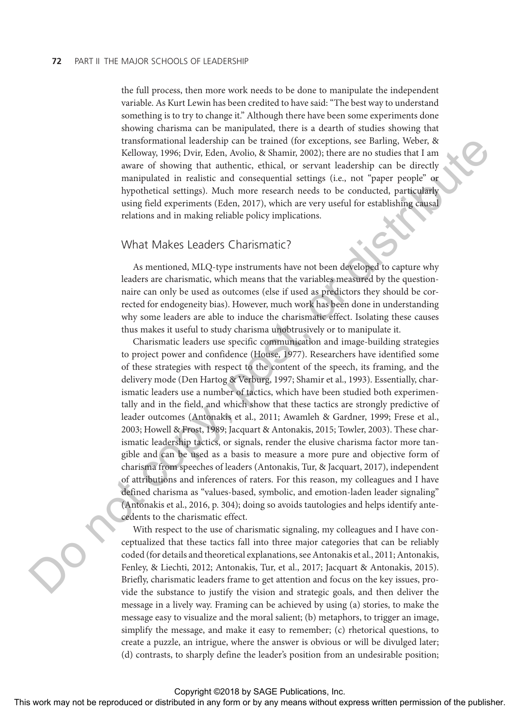the full process, then more work needs to be done to manipulate the independent variable. As Kurt Lewin has been credited to have said: "The best way to understand something is to try to change it." Although there have been some experiments done showing charisma can be manipulated, there is a dearth of studies showing that transformational leadership can be trained (for exceptions, see Barling, Weber, & Kelloway, 1996; Dvir, Eden, Avolio, & Shamir, 2002); there are no studies that I am aware of showing that authentic, ethical, or servant leadership can be directly manipulated in realistic and consequential settings (i.e., not "paper people" or hypothetical settings). Much more research needs to be conducted, particularly using field experiments (Eden, 2017), which are very useful for establishing causal relations and in making reliable policy implications.

## What Makes Leaders Charismatic?

As mentioned, MLQ-type instruments have not been developed to capture why leaders are charismatic, which means that the variables measured by the questionnaire can only be used as outcomes (else if used as predictors they should be corrected for endogeneity bias). However, much work has been done in understanding why some leaders are able to induce the charismatic effect. Isolating these causes thus makes it useful to study charisma unobtrusively or to manipulate it.

Charismatic leaders use specific communication and image-building strategies to project power and confidence (House, 1977). Researchers have identified some of these strategies with respect to the content of the speech, its framing, and the delivery mode (Den Hartog & Verburg, 1997; Shamir et al., 1993). Essentially, charismatic leaders use a number of tactics, which have been studied both experimentally and in the field, and which show that these tactics are strongly predictive of leader outcomes (Antonakis et al., 2011; Awamleh & Gardner, 1999; Frese et al., 2003; Howell & Frost, 1989; Jacquart & Antonakis, 2015; Towler, 2003). These charismatic leadership tactics, or signals, render the elusive charisma factor more tangible and can be used as a basis to measure a more pure and objective form of charisma from speeches of leaders (Antonakis, Tur, & Jacquart, 2017), independent of attributions and inferences of raters. For this reason, my colleagues and I have defined charisma as "values-based, symbolic, and emotion-laden leader signaling" (Antonakis et al., 2016, p. 304); doing so avoids tautologies and helps identify antecedents to the charismatic effect.

With respect to the use of charismatic signaling, my colleagues and I have conceptualized that these tactics fall into three major categories that can be reliably coded (for details and theoretical explanations, see Antonakis et al., 2011; Antonakis, Fenley, & Liechti, 2012; Antonakis, Tur, et al., 2017; Jacquart & Antonakis, 2015). Briefly, charismatic leaders frame to get attention and focus on the key issues, provide the substance to justify the vision and strategic goals, and then deliver the message in a lively way. Framing can be achieved by using (a) stories, to make the message easy to visualize and the moral salient; (b) metaphors, to trigger an image, simplify the message, and make it easy to remember; (c) rhetorical questions, to create a puzzle, an intrigue, where the answer is obvious or will be divulged later; (d) contrasts, to sharply define the leader's position from an undesirable position;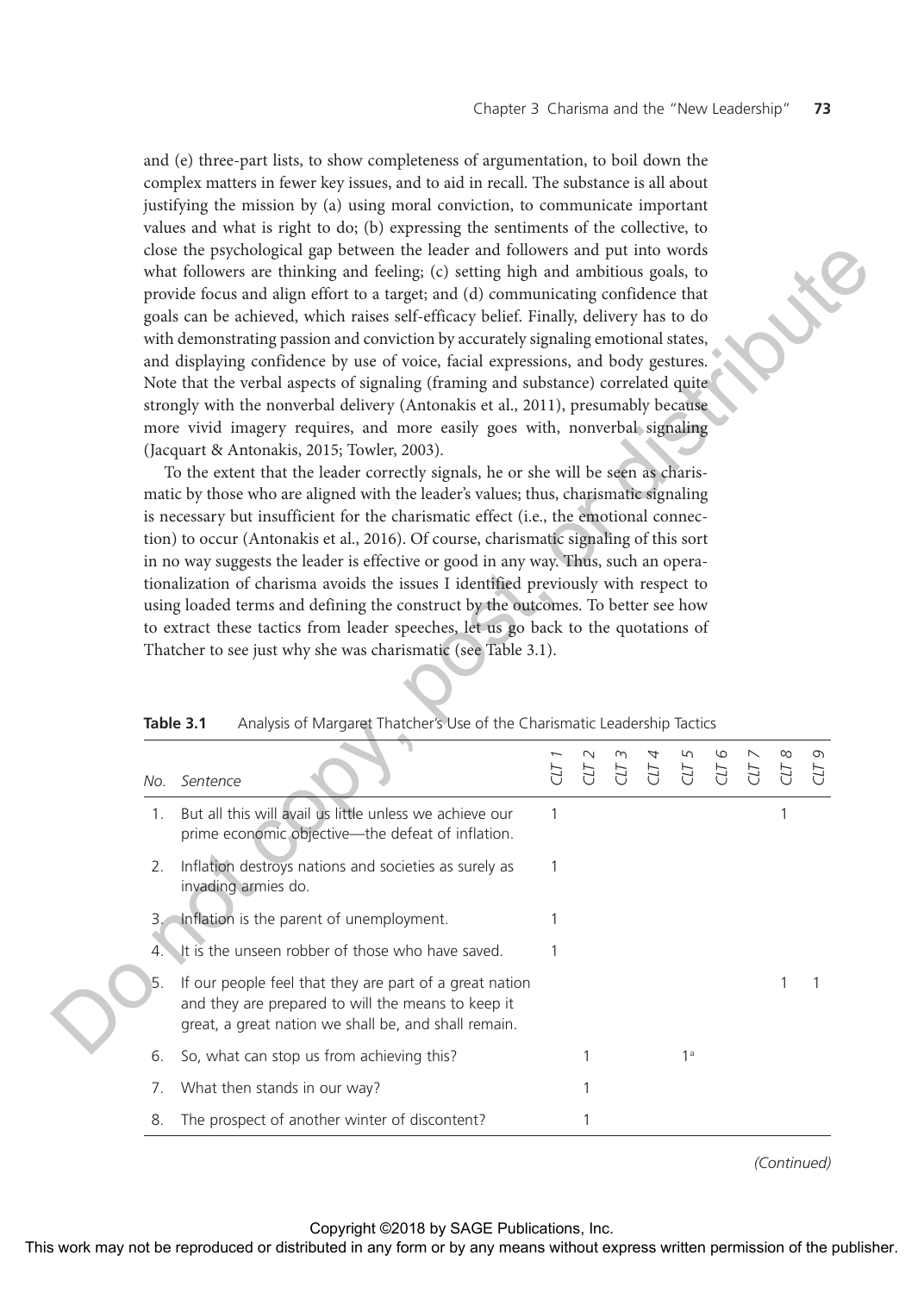and (e) three-part lists, to show completeness of argumentation, to boil down the complex matters in fewer key issues, and to aid in recall. The substance is all about justifying the mission by (a) using moral conviction, to communicate important values and what is right to do; (b) expressing the sentiments of the collective, to close the psychological gap between the leader and followers and put into words what followers are thinking and feeling; (c) setting high and ambitious goals, to provide focus and align effort to a target; and (d) communicating confidence that goals can be achieved, which raises self-efficacy belief. Finally, delivery has to do with demonstrating passion and conviction by accurately signaling emotional states, and displaying confidence by use of voice, facial expressions, and body gestures. Note that the verbal aspects of signaling (framing and substance) correlated quite strongly with the nonverbal delivery (Antonakis et al., 2011), presumably because more vivid imagery requires, and more easily goes with, nonverbal signaling (Jacquart & Antonakis, 2015; Towler, 2003).

To the extent that the leader correctly signals, he or she will be seen as charismatic by those who are aligned with the leader's values; thus, charismatic signaling is necessary but insufficient for the charismatic effect (i.e., the emotional connection) to occur (Antonakis et al., 2016). Of course, charismatic signaling of this sort in no way suggests the leader is effective or good in any way. Thus, such an operationalization of charisma avoids the issues I identified previously with respect to using loaded terms and defining the construct by the outcomes. To better see how to extract these tactics from leader speeches, let us go back to the quotations of Thatcher to see just why she was charismatic (see Table 3.1).

**Table 3.1** Analysis of Margaret Thatcher's Use of the Charismatic Leadership Tactics

| No. | Sentence | CLT 1 | CLT 2 | CLT 3 | CLT 4 | CLT 5 | CLT 6 | CLT 7 | CLT 8 | CLT 9 |
|---|---|---|---|---|---|---|---|---|---|---|
| 1. | But all this will avail us little unless we achieve our prime economic objective—the defeat of inflation. | 1 | | | | | | | 1 | |
| 2. | Inflation destroys nations and societies as surely as invading armies do. | 1 | | | | | | | | |
| 3. | Inflation is the parent of unemployment. | 1 | | | | | | | | |
| 4. | It is the unseen robber of those who have saved. | 1 | | | | | | | | |
| 5. | If our people feel that they are part of a great nation and they are prepared to will the means to keep it great, a great nation we shall be, and shall remain. | | | | | | | | 1 | 1 |
| 6. | So, what can stop us from achieving this? | | 1 | | | 1[a] | | | | |
| 7. | What then stands in our way? | | 1 | | | | | | | |
| 8. | The prospect of another winter of discontent? | | 1 | | | | | | | |

*(Continued)*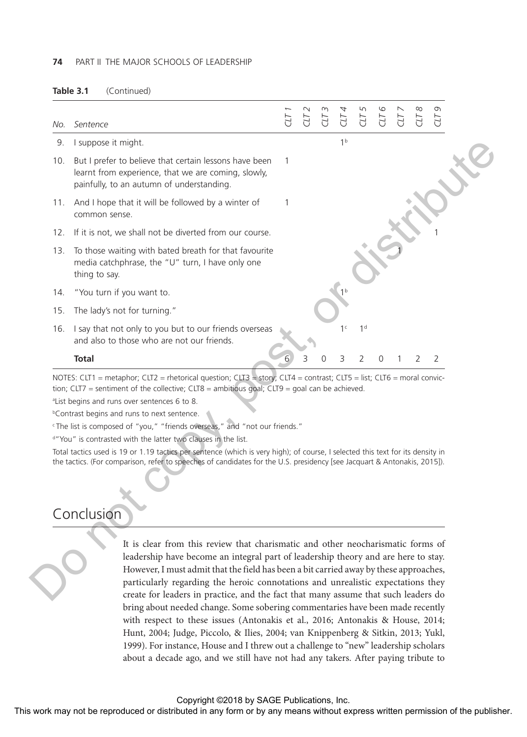**Table 3.1** (Continued)

| No. | Sentence | CLT 1 | CLT 2 | CLT 3 | CLT 4 | CLT 5 | CLT 6 | CLT 7 | CLT 8 | CLT 9 |
|---|---|---|---|---|---|---|---|---|---|---|
| 9. | I suppose it might. | | | | 1[b] | | | | | |
| 10. | But I prefer to believe that certain lessons have been learnt from experience, that we are coming, slowly, painfully, to an autumn of understanding. | 1 | | | | | | | | |
| 11. | And I hope that it will be followed by a winter of common sense. | 1 | | | | | | | | |
| 12. | If it is not, we shall not be diverted from our course. | | | | | | | | | 1 |
| 13. | To those waiting with bated breath for that favourite media catchphrase, the "U" turn, I have only one thing to say. | | | | | | | 1 | | |
| 14. | "You turn if you want to. | | | | 1[b] | | | | | |
| 15. | The lady's not for turning." | | | | | | | | | |
| 16. | I say that not only to you but to our friends overseas and also to those who are not our friends. | | | | 1[c] | 1[d] | | | | |
| | **Total** | 6 | 3 | 0 | 3 | 2 | 0 | 1 | 2 | 2 |

NOTES: CLT1 = metaphor; CLT2 = rhetorical question; CLT3 = story; CLT4 = contrast; CLT5 = list; CLT6 = moral conviction; CLT7 = sentiment of the collective; CLT8 = ambitious goal; CLT9 = goal can be achieved.

[a]List begins and runs over sentences 6 to 8.

[b]Contrast begins and runs to next sentence.

[c]The list is composed of "you," "friends overseas," and "not our friends."

[d]"You" is contrasted with the latter two clauses in the list.

Total tactics used is 19 or 1.19 tactics per sentence (which is very high); of course, I selected this text for its density in the tactics. (For comparison, refer to speeches of candidates for the U.S. presidency [see Jacquart & Antonakis, 2015]).

## Conclusion

It is clear from this review that charismatic and other neocharismatic forms of leadership have become an integral part of leadership theory and are here to stay. However, I must admit that the field has been a bit carried away by these approaches, particularly regarding the heroic connotations and unrealistic expectations they create for leaders in practice, and the fact that many assume that such leaders do bring about needed change. Some sobering commentaries have been made recently with respect to these issues (Antonakis et al., 2016; Antonakis & House, 2014; Hunt, 2004; Judge, Piccolo, & Ilies, 2004; van Knippenberg & Sitkin, 2013; Yukl, 1999). For instance, House and I threw out a challenge to "new" leadership scholars about a decade ago, and we still have not had any takers. After paying tribute to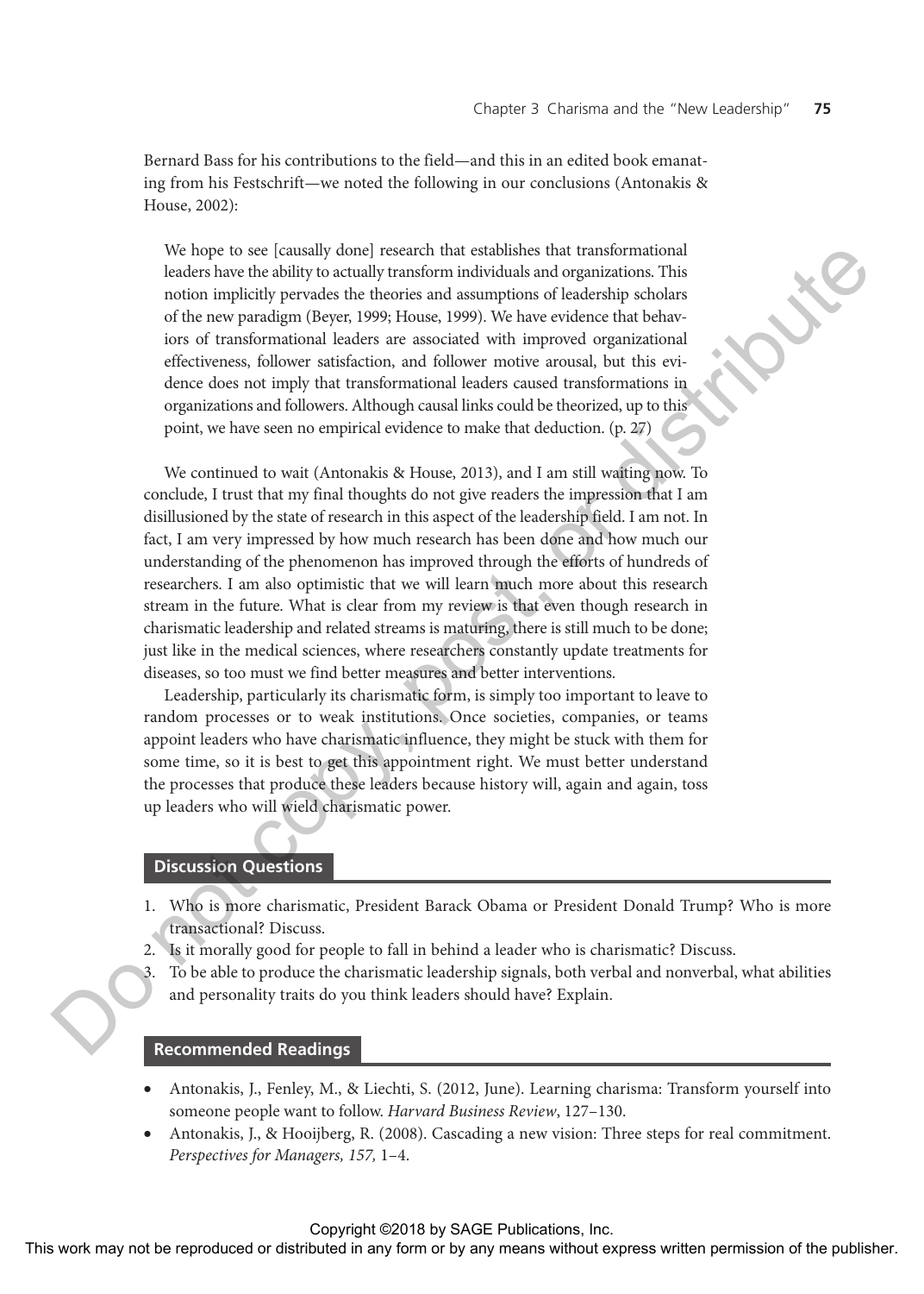Bernard Bass for his contributions to the field—and this in an edited book emanating from his Festschrift—we noted the following in our conclusions (Antonakis & House, 2002):

> We hope to see [causally done] research that establishes that transformational leaders have the ability to actually transform individuals and organizations. This notion implicitly pervades the theories and assumptions of leadership scholars of the new paradigm (Beyer, 1999; House, 1999). We have evidence that behaviors of transformational leaders are associated with improved organizational effectiveness, follower satisfaction, and follower motive arousal, but this evidence does not imply that transformational leaders caused transformations in organizations and followers. Although causal links could be theorized, up to this point, we have seen no empirical evidence to make that deduction. (p. 27)

We continued to wait (Antonakis & House, 2013), and I am still waiting now. To conclude, I trust that my final thoughts do not give readers the impression that I am disillusioned by the state of research in this aspect of the leadership field. I am not. In fact, I am very impressed by how much research has been done and how much our understanding of the phenomenon has improved through the efforts of hundreds of researchers. I am also optimistic that we will learn much more about this research stream in the future. What is clear from my review is that even though research in charismatic leadership and related streams is maturing, there is still much to be done; just like in the medical sciences, where researchers constantly update treatments for diseases, so too must we find better measures and better interventions.

Leadership, particularly its charismatic form, is simply too important to leave to random processes or to weak institutions. Once societies, companies, or teams appoint leaders who have charismatic influence, they might be stuck with them for some time, so it is best to get this appointment right. We must better understand the processes that produce these leaders because history will, again and again, toss up leaders who will wield charismatic power.

## Discussion Questions

1. Who is more charismatic, President Barack Obama or President Donald Trump? Who is more transactional? Discuss.
2. Is it morally good for people to fall in behind a leader who is charismatic? Discuss.
3. To be able to produce the charismatic leadership signals, both verbal and nonverbal, what abilities and personality traits do you think leaders should have? Explain.

## Recommended Readings

- Antonakis, J., Fenley, M., & Liechti, S. (2012, June). Learning charisma: Transform yourself into someone people want to follow. *Harvard Business Review*, 127–130.
- Antonakis, J., & Hooijberg, R. (2008). Cascading a new vision: Three steps for real commitment. *Perspectives for Managers, 157,* 1–4.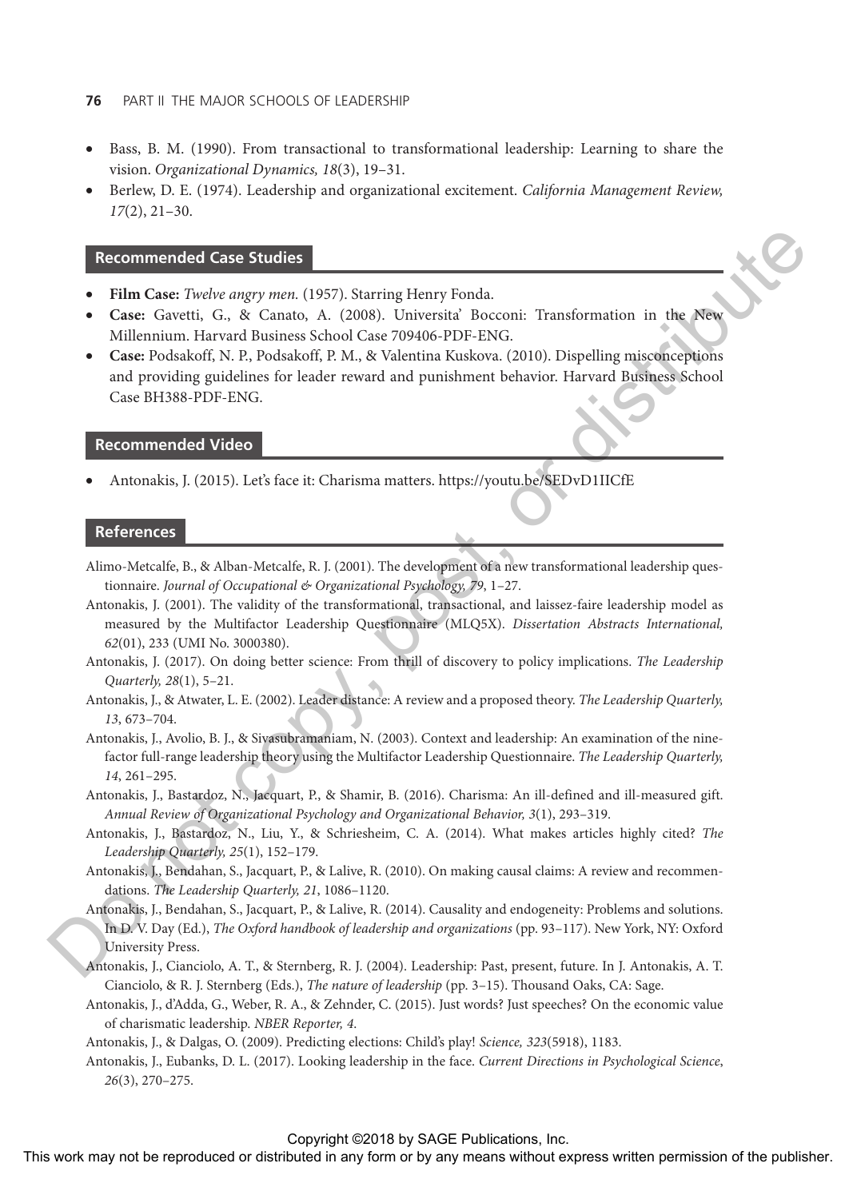- Bass, B. M. (1990). From transactional to transformational leadership: Learning to share the vision. *Organizational Dynamics, 18*(3), 19–31.
- Berlew, D. E. (1974). Leadership and organizational excitement. *California Management Review, 17*(2), 21–30.

## Recommended Case Studies

- **Film Case:** *Twelve angry men.* (1957). Starring Henry Fonda.
- **Case:** Gavetti, G., & Canato, A. (2008). Universita' Bocconi: Transformation in the New Millennium. Harvard Business School Case 709406-PDF-ENG.
- **Case:** Podsakoff, N. P., Podsakoff, P. M., & Valentina Kuskova. (2010). Dispelling misconceptions and providing guidelines for leader reward and punishment behavior. Harvard Business School Case BH388-PDF-ENG.

## Recommended Video

- Antonakis, J. (2015). Let's face it: Charisma matters. https://youtu.be/SEDvD1IICfE

## References

Alimo-Metcalfe, B., & Alban-Metcalfe, R. J. (2001). The development of a new transformational leadership questionnaire. *Journal of Occupational & Organizational Psychology, 79*, 1–27.

Antonakis, J. (2001). The validity of the transformational, transactional, and laissez-faire leadership model as measured by the Multifactor Leadership Questionnaire (MLQ5X). *Dissertation Abstracts International, 62*(01), 233 (UMI No. 3000380).

Antonakis, J. (2017). On doing better science: From thrill of discovery to policy implications. *The Leadership Quarterly, 28*(1), 5–21.

Antonakis, J., & Atwater, L. E. (2002). Leader distance: A review and a proposed theory. *The Leadership Quarterly, 13*, 673–704.

Antonakis, J., Avolio, B. J., & Sivasubramaniam, N. (2003). Context and leadership: An examination of the nine-factor full-range leadership theory using the Multifactor Leadership Questionnaire. *The Leadership Quarterly, 14*, 261–295.

Antonakis, J., Bastardoz, N., Jacquart, P., & Shamir, B. (2016). Charisma: An ill-defined and ill-measured gift. *Annual Review of Organizational Psychology and Organizational Behavior, 3*(1), 293–319.

Antonakis, J., Bastardoz, N., Liu, Y., & Schriesheim, C. A. (2014). What makes articles highly cited? *The Leadership Quarterly, 25*(1), 152–179.

Antonakis, J., Bendahan, S., Jacquart, P., & Lalive, R. (2010). On making causal claims: A review and recommendations. *The Leadership Quarterly, 21*, 1086–1120.

Antonakis, J., Bendahan, S., Jacquart, P., & Lalive, R. (2014). Causality and endogeneity: Problems and solutions. In D. V. Day (Ed.), *The Oxford handbook of leadership and organizations* (pp. 93–117). New York, NY: Oxford University Press.

Antonakis, J., Cianciolo, A. T., & Sternberg, R. J. (2004). Leadership: Past, present, future. In J. Antonakis, A. T. Cianciolo, & R. J. Sternberg (Eds.), *The nature of leadership* (pp. 3–15). Thousand Oaks, CA: Sage.

Antonakis, J., d'Adda, G., Weber, R. A., & Zehnder, C. (2015). Just words? Just speeches? On the economic value of charismatic leadership. *NBER Reporter, 4*.

Antonakis, J., & Dalgas, O. (2009). Predicting elections: Child's play! *Science, 323*(5918), 1183.

Antonakis, J., Eubanks, D. L. (2017). Looking leadership in the face. *Current Directions in Psychological Science*, *26*(3), 270–275.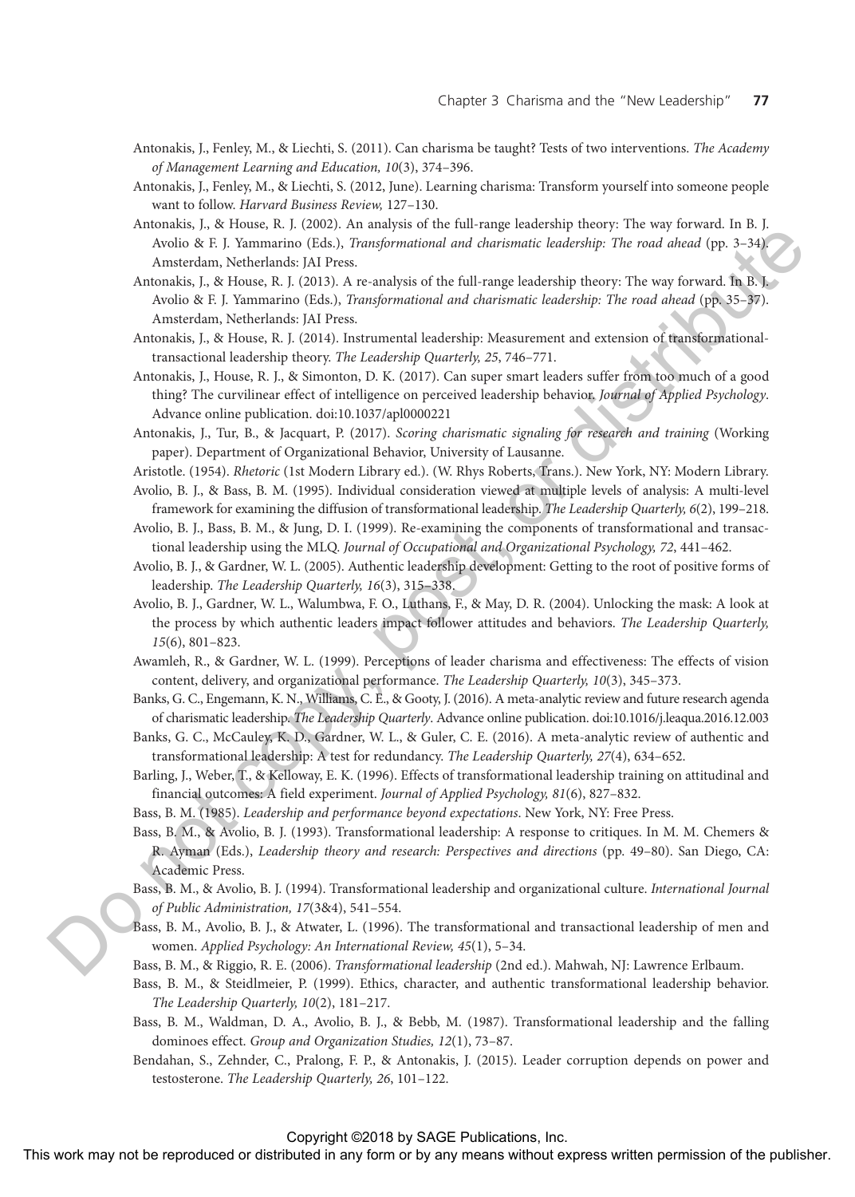Antonakis, J., Fenley, M., & Liechti, S. (2011). Can charisma be taught? Tests of two interventions. *The Academy of Management Learning and Education, 10*(3), 374–396.

Antonakis, J., Fenley, M., & Liechti, S. (2012, June). Learning charisma: Transform yourself into someone people want to follow. *Harvard Business Review,* 127–130.

Antonakis, J., & House, R. J. (2002). An analysis of the full-range leadership theory: The way forward. In B. J. Avolio & F. J. Yammarino (Eds.), *Transformational and charismatic leadership: The road ahead* (pp. 3–34). Amsterdam, Netherlands: JAI Press.

Antonakis, J., & House, R. J. (2013). A re-analysis of the full-range leadership theory: The way forward. In B. J. Avolio & F. J. Yammarino (Eds.), *Transformational and charismatic leadership: The road ahead* (pp. 35–37). Amsterdam, Netherlands: JAI Press.

Antonakis, J., & House, R. J. (2014). Instrumental leadership: Measurement and extension of transformational-transactional leadership theory. *The Leadership Quarterly, 25*, 746–771.

Antonakis, J., House, R. J., & Simonton, D. K. (2017). Can super smart leaders suffer from too much of a good thing? The curvilinear effect of intelligence on perceived leadership behavior. *Journal of Applied Psychology*. Advance online publication. doi:10.1037/apl0000221

Antonakis, J., Tur, B., & Jacquart, P. (2017). *Scoring charismatic signaling for research and training* (Working paper). Department of Organizational Behavior, University of Lausanne.

Aristotle. (1954). *Rhetoric* (1st Modern Library ed.). (W. Rhys Roberts, Trans.). New York, NY: Modern Library.

Avolio, B. J., & Bass, B. M. (1995). Individual consideration viewed at multiple levels of analysis: A multi-level framework for examining the diffusion of transformational leadership. *The Leadership Quarterly, 6*(2), 199–218.

Avolio, B. J., Bass, B. M., & Jung, D. I. (1999). Re-examining the components of transformational and transactional leadership using the MLQ. *Journal of Occupational and Organizational Psychology, 72*, 441–462.

Avolio, B. J., & Gardner, W. L. (2005). Authentic leadership development: Getting to the root of positive forms of leadership. *The Leadership Quarterly, 16*(3), 315–338.

Avolio, B. J., Gardner, W. L., Walumbwa, F. O., Luthans, F., & May, D. R. (2004). Unlocking the mask: A look at the process by which authentic leaders impact follower attitudes and behaviors. *The Leadership Quarterly, 15*(6), 801–823.

Awamleh, R., & Gardner, W. L. (1999). Perceptions of leader charisma and effectiveness: The effects of vision content, delivery, and organizational performance. *The Leadership Quarterly, 10*(3), 345–373.

Banks, G. C., Engemann, K. N., Williams, C. E., & Gooty, J. (2016). A meta-analytic review and future research agenda of charismatic leadership. *The Leadership Quarterly*. Advance online publication. doi:10.1016/j.leaqua.2016.12.003

Banks, G. C., McCauley, K. D., Gardner, W. L., & Guler, C. E. (2016). A meta-analytic review of authentic and transformational leadership: A test for redundancy. *The Leadership Quarterly, 27*(4), 634–652.

Barling, J., Weber, T., & Kelloway, E. K. (1996). Effects of transformational leadership training on attitudinal and financial outcomes: A field experiment. *Journal of Applied Psychology, 81*(6), 827–832.

Bass, B. M. (1985). *Leadership and performance beyond expectations*. New York, NY: Free Press.

Bass, B. M., & Avolio, B. J. (1993). Transformational leadership: A response to critiques. In M. M. Chemers & R. Ayman (Eds.), *Leadership theory and research: Perspectives and directions* (pp. 49–80). San Diego, CA: Academic Press.

Bass, B. M., & Avolio, B. J. (1994). Transformational leadership and organizational culture. *International Journal of Public Administration, 17*(3&4), 541–554.

Bass, B. M., Avolio, B. J., & Atwater, L. (1996). The transformational and transactional leadership of men and women. *Applied Psychology: An International Review, 45*(1), 5–34.

Bass, B. M., & Riggio, R. E. (2006). *Transformational leadership* (2nd ed.). Mahwah, NJ: Lawrence Erlbaum.

Bass, B. M., & Steidlmeier, P. (1999). Ethics, character, and authentic transformational leadership behavior. *The Leadership Quarterly, 10*(2), 181–217.

Bass, B. M., Waldman, D. A., Avolio, B. J., & Bebb, M. (1987). Transformational leadership and the falling dominoes effect. *Group and Organization Studies, 12*(1), 73–87.

Bendahan, S., Zehnder, C., Pralong, F. P., & Antonakis, J. (2015). Leader corruption depends on power and testosterone. *The Leadership Quarterly, 26*, 101–122.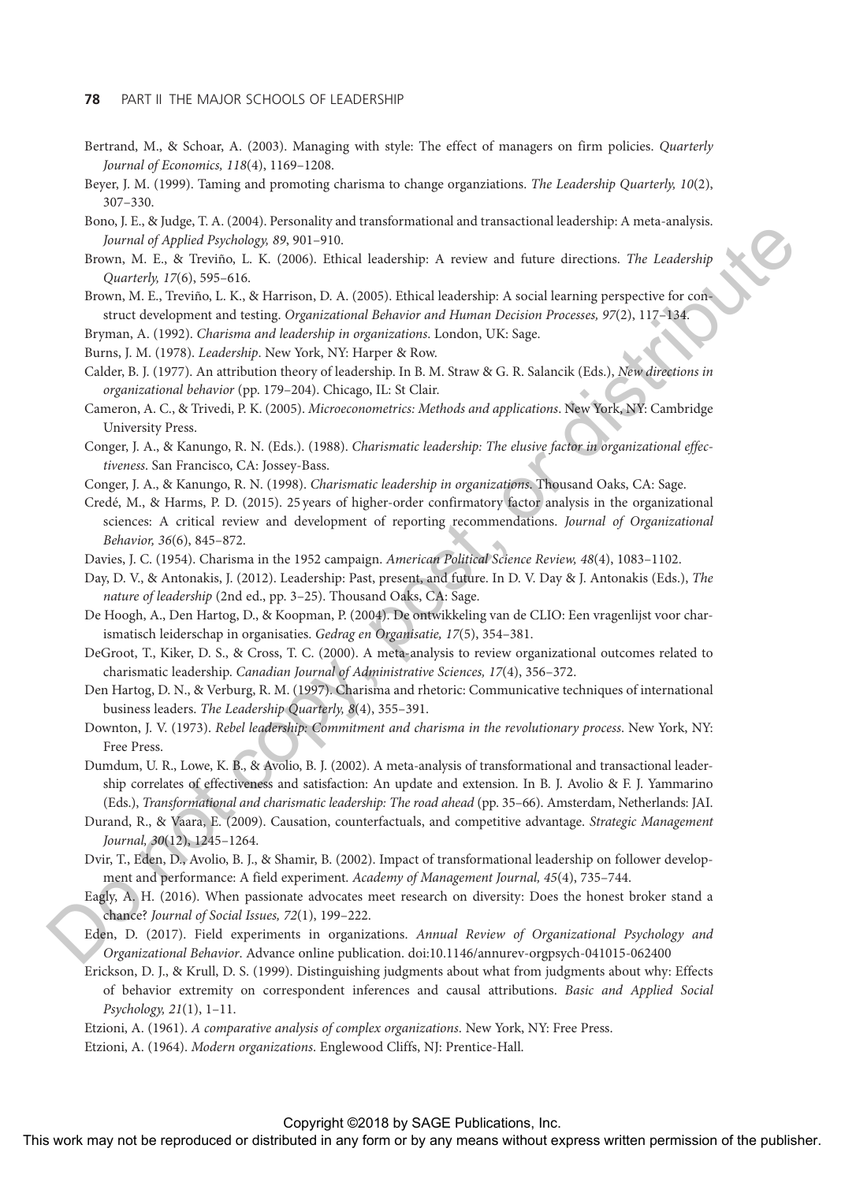Bertrand, M., & Schoar, A. (2003). Managing with style: The effect of managers on firm policies. *Quarterly Journal of Economics, 118*(4), 1169–1208.

Beyer, J. M. (1999). Taming and promoting charisma to change organziations. *The Leadership Quarterly, 10*(2), 307–330.

Bono, J. E., & Judge, T. A. (2004). Personality and transformational and transactional leadership: A meta-analysis. *Journal of Applied Psychology, 89*, 901–910.

Brown, M. E., & Treviño, L. K. (2006). Ethical leadership: A review and future directions. *The Leadership Quarterly, 17*(6), 595–616.

Brown, M. E., Treviño, L. K., & Harrison, D. A. (2005). Ethical leadership: A social learning perspective for construct development and testing. *Organizational Behavior and Human Decision Processes, 97*(2), 117–134.

Bryman, A. (1992). *Charisma and leadership in organizations*. London, UK: Sage.

Burns, J. M. (1978). *Leadership*. New York, NY: Harper & Row.

Calder, B. J. (1977). An attribution theory of leadership. In B. M. Straw & G. R. Salancik (Eds.), *New directions in organizational behavior* (pp. 179–204). Chicago, IL: St Clair.

Cameron, A. C., & Trivedi, P. K. (2005). *Microeconometrics: Methods and applications*. New York, NY: Cambridge University Press.

Conger, J. A., & Kanungo, R. N. (Eds.). (1988). *Charismatic leadership: The elusive factor in organizational effectiveness*. San Francisco, CA: Jossey-Bass.

Conger, J. A., & Kanungo, R. N. (1998). *Charismatic leadership in organizations*. Thousand Oaks, CA: Sage.

Credé, M., & Harms, P. D. (2015). 25 years of higher-order confirmatory factor analysis in the organizational sciences: A critical review and development of reporting recommendations. *Journal of Organizational Behavior, 36*(6), 845–872.

Davies, J. C. (1954). Charisma in the 1952 campaign. *American Political Science Review, 48*(4), 1083–1102.

Day, D. V., & Antonakis, J. (2012). Leadership: Past, present, and future. In D. V. Day & J. Antonakis (Eds.), *The nature of leadership* (2nd ed., pp. 3–25). Thousand Oaks, CA: Sage.

De Hoogh, A., Den Hartog, D., & Koopman, P. (2004). De ontwikkeling van de CLIO: Een vragenlijst voor charismatisch leiderschap in organisaties. *Gedrag en Organisatie, 17*(5), 354–381.

DeGroot, T., Kiker, D. S., & Cross, T. C. (2000). A meta-analysis to review organizational outcomes related to charismatic leadership. *Canadian Journal of Administrative Sciences, 17*(4), 356–372.

Den Hartog, D. N., & Verburg, R. M. (1997). Charisma and rhetoric: Communicative techniques of international business leaders. *The Leadership Quarterly, 8*(4), 355–391.

Downton, J. V. (1973). *Rebel leadership: Commitment and charisma in the revolutionary process*. New York, NY: Free Press.

Dumdum, U. R., Lowe, K. B., & Avolio, B. J. (2002). A meta-analysis of transformational and transactional leadership correlates of effectiveness and satisfaction: An update and extension. In B. J. Avolio & F. J. Yammarino (Eds.), *Transformational and charismatic leadership: The road ahead* (pp. 35–66). Amsterdam, Netherlands: JAI.

Durand, R., & Vaara, E. (2009). Causation, counterfactuals, and competitive advantage. *Strategic Management Journal, 30*(12), 1245–1264.

Dvir, T., Eden, D., Avolio, B. J., & Shamir, B. (2002). Impact of transformational leadership on follower development and performance: A field experiment. *Academy of Management Journal, 45*(4), 735–744.

Eagly, A. H. (2016). When passionate advocates meet research on diversity: Does the honest broker stand a chance? *Journal of Social Issues, 72*(1), 199–222.

Eden, D. (2017). Field experiments in organizations. *Annual Review of Organizational Psychology and Organizational Behavior*. Advance online publication. doi:10.1146/annurev-orgpsych-041015-062400

Erickson, D. J., & Krull, D. S. (1999). Distinguishing judgments about what from judgments about why: Effects of behavior extremity on correspondent inferences and causal attributions. *Basic and Applied Social Psychology, 21*(1), 1–11.

Etzioni, A. (1961). *A comparative analysis of complex organizations*. New York, NY: Free Press.

Etzioni, A. (1964). *Modern organizations*. Englewood Cliffs, NJ: Prentice-Hall.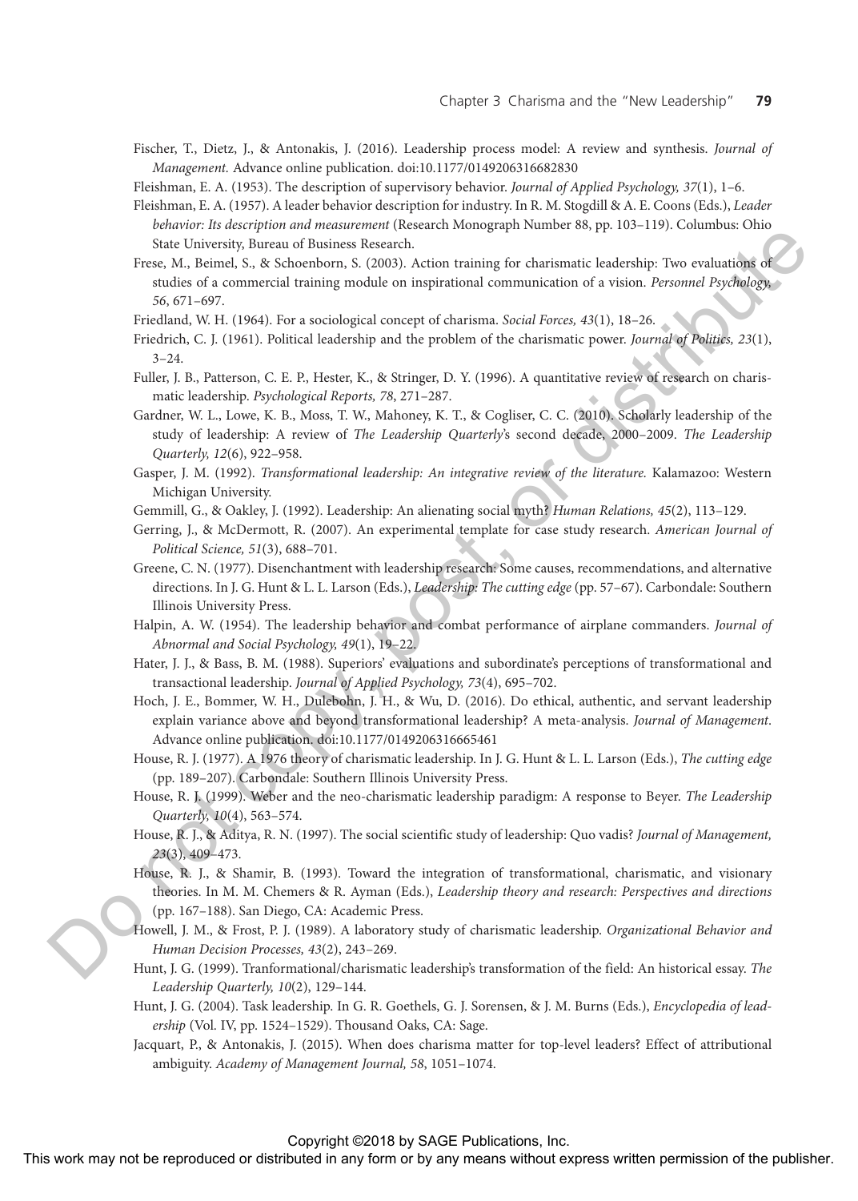Fischer, T., Dietz, J., & Antonakis, J. (2016). Leadership process model: A review and synthesis. *Journal of Management.* Advance online publication. doi:10.1177/0149206316682830

Fleishman, E. A. (1953). The description of supervisory behavior. *Journal of Applied Psychology, 37*(1), 1–6.

Fleishman, E. A. (1957). A leader behavior description for industry. In R. M. Stogdill & A. E. Coons (Eds.), *Leader behavior: Its description and measurement* (Research Monograph Number 88, pp. 103–119). Columbus: Ohio State University, Bureau of Business Research.

Frese, M., Beimel, S., & Schoenborn, S. (2003). Action training for charismatic leadership: Two evaluations of studies of a commercial training module on inspirational communication of a vision. *Personnel Psychology, 56*, 671–697.

Friedland, W. H. (1964). For a sociological concept of charisma. *Social Forces, 43*(1), 18–26.

Friedrich, C. J. (1961). Political leadership and the problem of the charismatic power. *Journal of Politics, 23*(1), 3–24.

Fuller, J. B., Patterson, C. E. P., Hester, K., & Stringer, D. Y. (1996). A quantitative review of research on charismatic leadership. *Psychological Reports, 78*, 271–287.

Gardner, W. L., Lowe, K. B., Moss, T. W., Mahoney, K. T., & Cogliser, C. C. (2010). Scholarly leadership of the study of leadership: A review of *The Leadership Quarterly*'s second decade, 2000–2009. *The Leadership Quarterly, 12*(6), 922–958.

Gasper, J. M. (1992). *Transformational leadership: An integrative review of the literature.* Kalamazoo: Western Michigan University.

Gemmill, G., & Oakley, J. (1992). Leadership: An alienating social myth? *Human Relations, 45*(2), 113–129.

Gerring, J., & McDermott, R. (2007). An experimental template for case study research. *American Journal of Political Science, 51*(3), 688–701.

Greene, C. N. (1977). Disenchantment with leadership research: Some causes, recommendations, and alternative directions. In J. G. Hunt & L. L. Larson (Eds.), *Leadership: The cutting edge* (pp. 57–67). Carbondale: Southern Illinois University Press.

Halpin, A. W. (1954). The leadership behavior and combat performance of airplane commanders. *Journal of Abnormal and Social Psychology, 49*(1), 19–22.

Hater, J. J., & Bass, B. M. (1988). Superiors' evaluations and subordinate's perceptions of transformational and transactional leadership. *Journal of Applied Psychology, 73*(4), 695–702.

Hoch, J. E., Bommer, W. H., Dulebohn, J. H., & Wu, D. (2016). Do ethical, authentic, and servant leadership explain variance above and beyond transformational leadership? A meta-analysis. *Journal of Management.* Advance online publication. doi:10.1177/0149206316665461

House, R. J. (1977). A 1976 theory of charismatic leadership. In J. G. Hunt & L. L. Larson (Eds.), *The cutting edge* (pp. 189–207). Carbondale: Southern Illinois University Press.

House, R. J. (1999). Weber and the neo-charismatic leadership paradigm: A response to Beyer. *The Leadership Quarterly, 10*(4), 563–574.

House, R. J., & Aditya, R. N. (1997). The social scientific study of leadership: Quo vadis? *Journal of Management, 23*(3), 409–473.

House, R. J., & Shamir, B. (1993). Toward the integration of transformational, charismatic, and visionary theories. In M. M. Chemers & R. Ayman (Eds.), *Leadership theory and research: Perspectives and directions* (pp. 167–188). San Diego, CA: Academic Press.

Howell, J. M., & Frost, P. J. (1989). A laboratory study of charismatic leadership. *Organizational Behavior and Human Decision Processes, 43*(2), 243–269.

Hunt, J. G. (1999). Tranformational/charismatic leadership's transformation of the field: An historical essay. *The Leadership Quarterly, 10*(2), 129–144.

Hunt, J. G. (2004). Task leadership. In G. R. Goethels, G. J. Sorensen, & J. M. Burns (Eds.), *Encyclopedia of leadership* (Vol. IV, pp. 1524–1529). Thousand Oaks, CA: Sage.

Jacquart, P., & Antonakis, J. (2015). When does charisma matter for top-level leaders? Effect of attributional ambiguity. *Academy of Management Journal, 58*, 1051–1074.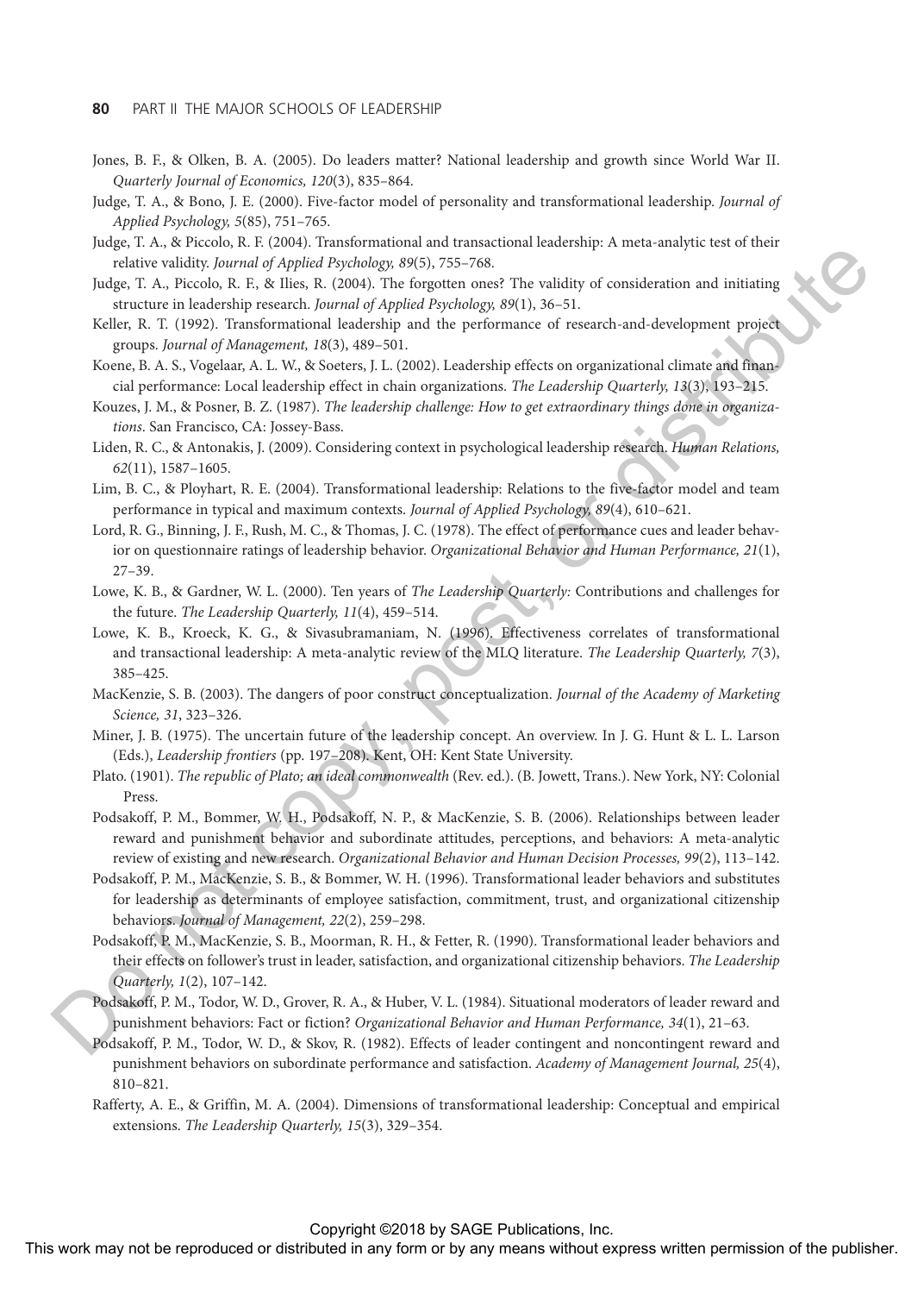Jones, B. F., & Olken, B. A. (2005). Do leaders matter? National leadership and growth since World War II. *Quarterly Journal of Economics, 120*(3), 835–864.

Judge, T. A., & Bono, J. E. (2000). Five-factor model of personality and transformational leadership. *Journal of Applied Psychology, 5*(85), 751–765.

Judge, T. A., & Piccolo, R. F. (2004). Transformational and transactional leadership: A meta-analytic test of their relative validity. *Journal of Applied Psychology, 89*(5), 755–768.

Judge, T. A., Piccolo, R. F., & Ilies, R. (2004). The forgotten ones? The validity of consideration and initiating structure in leadership research. *Journal of Applied Psychology, 89*(1), 36–51.

Keller, R. T. (1992). Transformational leadership and the performance of research-and-development project groups. *Journal of Management, 18*(3), 489–501.

Koene, B. A. S., Vogelaar, A. L. W., & Soeters, J. L. (2002). Leadership effects on organizational climate and financial performance: Local leadership effect in chain organizations. *The Leadership Quarterly, 13*(3), 193–215.

Kouzes, J. M., & Posner, B. Z. (1987). *The leadership challenge: How to get extraordinary things done in organizations*. San Francisco, CA: Jossey-Bass.

Liden, R. C., & Antonakis, J. (2009). Considering context in psychological leadership research. *Human Relations, 62*(11), 1587–1605.

Lim, B. C., & Ployhart, R. E. (2004). Transformational leadership: Relations to the five-factor model and team performance in typical and maximum contexts. *Journal of Applied Psychology, 89*(4), 610–621.

Lord, R. G., Binning, J. F., Rush, M. C., & Thomas, J. C. (1978). The effect of performance cues and leader behavior on questionnaire ratings of leadership behavior. *Organizational Behavior and Human Performance, 21*(1), 27–39.

Lowe, K. B., & Gardner, W. L. (2000). Ten years of *The Leadership Quarterly:* Contributions and challenges for the future. *The Leadership Quarterly, 11*(4), 459–514.

Lowe, K. B., Kroeck, K. G., & Sivasubramaniam, N. (1996). Effectiveness correlates of transformational and transactional leadership: A meta-analytic review of the MLQ literature. *The Leadership Quarterly, 7*(3), 385–425.

MacKenzie, S. B. (2003). The dangers of poor construct conceptualization. *Journal of the Academy of Marketing Science, 31*, 323–326.

Miner, J. B. (1975). The uncertain future of the leadership concept. An overview. In J. G. Hunt & L. L. Larson (Eds.), *Leadership frontiers* (pp. 197–208). Kent, OH: Kent State University.

Plato. (1901). *The republic of Plato; an ideal commonwealth* (Rev. ed.). (B. Jowett, Trans.). New York, NY: Colonial Press.

Podsakoff, P. M., Bommer, W. H., Podsakoff, N. P., & MacKenzie, S. B. (2006). Relationships between leader reward and punishment behavior and subordinate attitudes, perceptions, and behaviors: A meta-analytic review of existing and new research. *Organizational Behavior and Human Decision Processes, 99*(2), 113–142.

Podsakoff, P. M., MacKenzie, S. B., & Bommer, W. H. (1996). Transformational leader behaviors and substitutes for leadership as determinants of employee satisfaction, commitment, trust, and organizational citizenship behaviors. *Journal of Management, 22*(2), 259–298.

Podsakoff, P. M., MacKenzie, S. B., Moorman, R. H., & Fetter, R. (1990). Transformational leader behaviors and their effects on follower's trust in leader, satisfaction, and organizational citizenship behaviors. *The Leadership Quarterly, 1*(2), 107–142.

Podsakoff, P. M., Todor, W. D., Grover, R. A., & Huber, V. L. (1984). Situational moderators of leader reward and punishment behaviors: Fact or fiction? *Organizational Behavior and Human Performance, 34*(1), 21–63.

Podsakoff, P. M., Todor, W. D., & Skov, R. (1982). Effects of leader contingent and noncontingent reward and punishment behaviors on subordinate performance and satisfaction. *Academy of Management Journal, 25*(4), 810–821.

Rafferty, A. E., & Griffin, M. A. (2004). Dimensions of transformational leadership: Conceptual and empirical extensions. *The Leadership Quarterly, 15*(3), 329–354.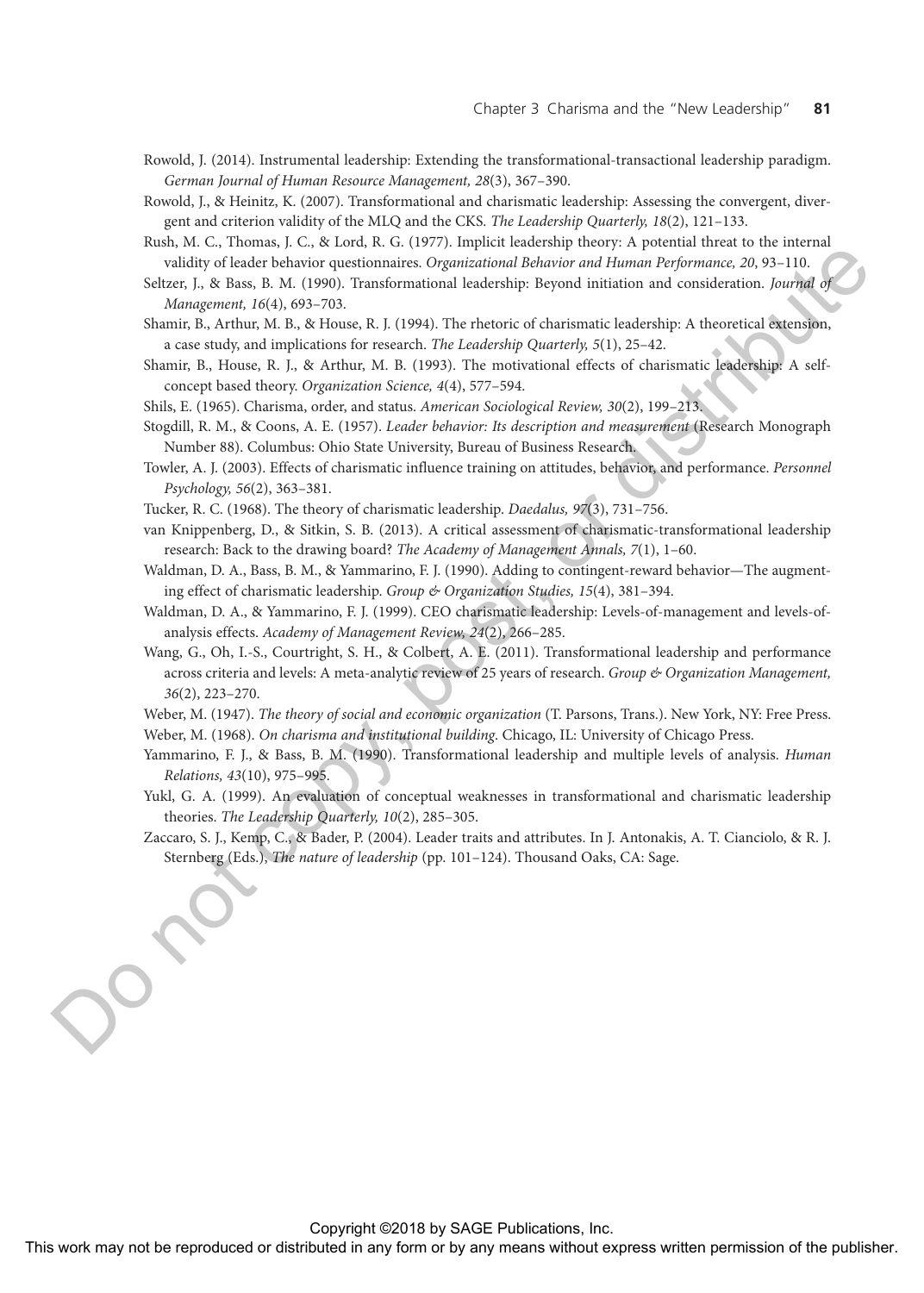Rowold, J. (2014). Instrumental leadership: Extending the transformational-transactional leadership paradigm. *German Journal of Human Resource Management, 28*(3), 367–390.

Rowold, J., & Heinitz, K. (2007). Transformational and charismatic leadership: Assessing the convergent, divergent and criterion validity of the MLQ and the CKS. *The Leadership Quarterly, 18*(2), 121–133.

Rush, M. C., Thomas, J. C., & Lord, R. G. (1977). Implicit leadership theory: A potential threat to the internal validity of leader behavior questionnaires. *Organizational Behavior and Human Performance, 20*, 93–110.

Seltzer, J., & Bass, B. M. (1990). Transformational leadership: Beyond initiation and consideration. *Journal of Management, 16*(4), 693–703.

Shamir, B., Arthur, M. B., & House, R. J. (1994). The rhetoric of charismatic leadership: A theoretical extension, a case study, and implications for research. *The Leadership Quarterly, 5*(1), 25–42.

Shamir, B., House, R. J., & Arthur, M. B. (1993). The motivational effects of charismatic leadership: A self-concept based theory. *Organization Science, 4*(4), 577–594.

Shils, E. (1965). Charisma, order, and status. *American Sociological Review, 30*(2), 199–213.

Stogdill, R. M., & Coons, A. E. (1957). *Leader behavior: Its description and measurement* (Research Monograph Number 88). Columbus: Ohio State University, Bureau of Business Research.

Towler, A. J. (2003). Effects of charismatic influence training on attitudes, behavior, and performance. *Personnel Psychology, 56*(2), 363–381.

Tucker, R. C. (1968). The theory of charismatic leadership. *Daedalus, 97*(3), 731–756.

van Knippenberg, D., & Sitkin, S. B. (2013). A critical assessment of charismatic-transformational leadership research: Back to the drawing board? *The Academy of Management Annals, 7*(1), 1–60.

Waldman, D. A., Bass, B. M., & Yammarino, F. J. (1990). Adding to contingent-reward behavior—The augmenting effect of charismatic leadership. *Group & Organization Studies, 15*(4), 381–394.

Waldman, D. A., & Yammarino, F. J. (1999). CEO charismatic leadership: Levels-of-management and levels-of-analysis effects. *Academy of Management Review, 24*(2), 266–285.

Wang, G., Oh, I.-S., Courtright, S. H., & Colbert, A. E. (2011). Transformational leadership and performance across criteria and levels: A meta-analytic review of 25 years of research. *Group & Organization Management, 36*(2), 223–270.

Weber, M. (1947). *The theory of social and economic organization* (T. Parsons, Trans.). New York, NY: Free Press.

Weber, M. (1968). *On charisma and institutional building*. Chicago, IL: University of Chicago Press.

Yammarino, F. J., & Bass, B. M. (1990). Transformational leadership and multiple levels of analysis. *Human Relations, 43*(10), 975–995.

Yukl, G. A. (1999). An evaluation of conceptual weaknesses in transformational and charismatic leadership theories. *The Leadership Quarterly, 10*(2), 285–305.

Zaccaro, S. J., Kemp, C., & Bader, P. (2004). Leader traits and attributes. In J. Antonakis, A. T. Cianciolo, & R. J. Sternberg (Eds.), *The nature of leadership* (pp. 101–124). Thousand Oaks, CA: Sage.